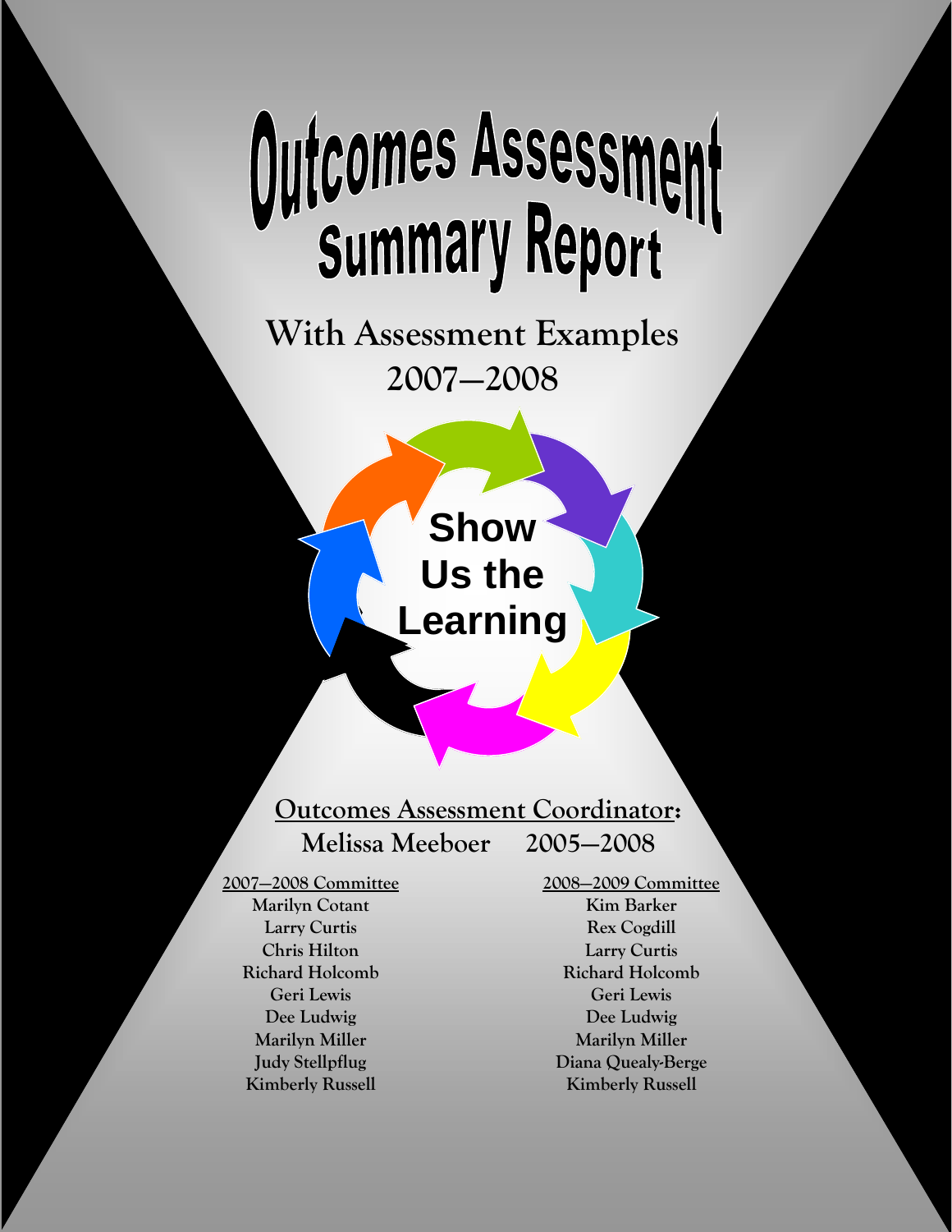# Outcomes Assessment Summary Report

## With Assessment Examples 2007—2008

**Show Us the Learning**

**Outcomes Assessment Coordinator:**
Melissa Meeboer 2005—2008

**2007—2008 Committee**
Marilyn Cotant
Larry Curtis
Chris Hilton
Richard Holcomb
Geri Lewis
Dee Ludwig
Marilyn Miller
Judy Stellpflug
Kimberly Russell

**2008—2009 Committee**
Kim Barker
Rex Cogdill
Larry Curtis
Richard Holcomb
Geri Lewis
Dee Ludwig
Marilyn Miller
Diana Quealy-Berge
Kimberly Russell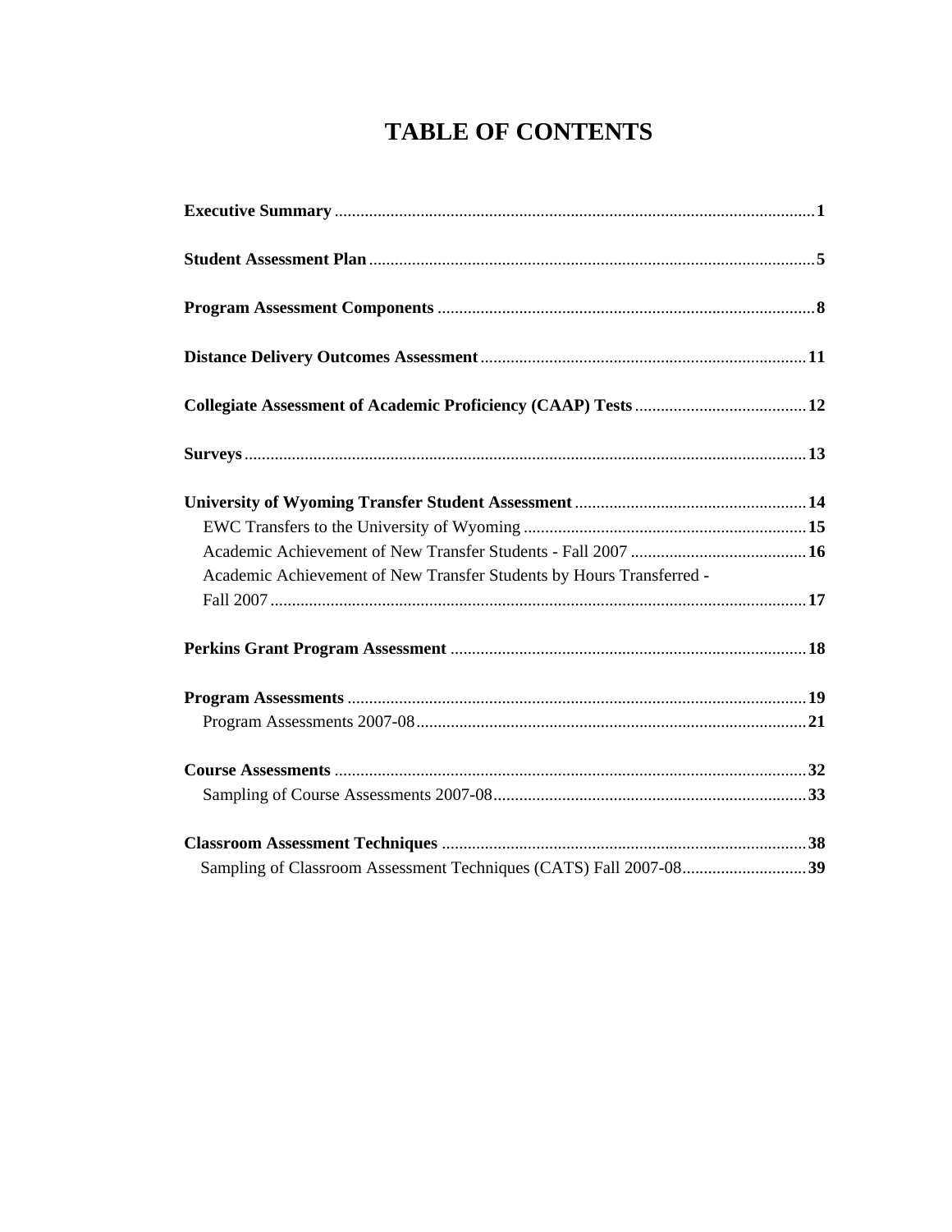# TABLE OF CONTENTS

**Executive Summary** .......... **1**

**Student Assessment Plan** .......... **5**

**Program Assessment Components** .......... **8**

**Distance Delivery Outcomes Assessment** .......... **11**

**Collegiate Assessment of Academic Proficiency (CAAP) Tests** .......... **12**

**Surveys** .......... **13**

**University of Wyoming Transfer Student Assessment** .......... **14**
- EWC Transfers to the University of Wyoming .......... **15**
- Academic Achievement of New Transfer Students - Fall 2007 .......... **16**
- Academic Achievement of New Transfer Students by Hours Transferred - Fall 2007 .......... **17**

**Perkins Grant Program Assessment** .......... **18**

**Program Assessments** .......... **19**
- Program Assessments 2007-08 .......... **21**

**Course Assessments** .......... **32**
- Sampling of Course Assessments 2007-08 .......... **33**

**Classroom Assessment Techniques** .......... **38**
- Sampling of Classroom Assessment Techniques (CATS) Fall 2007-08 .......... **39**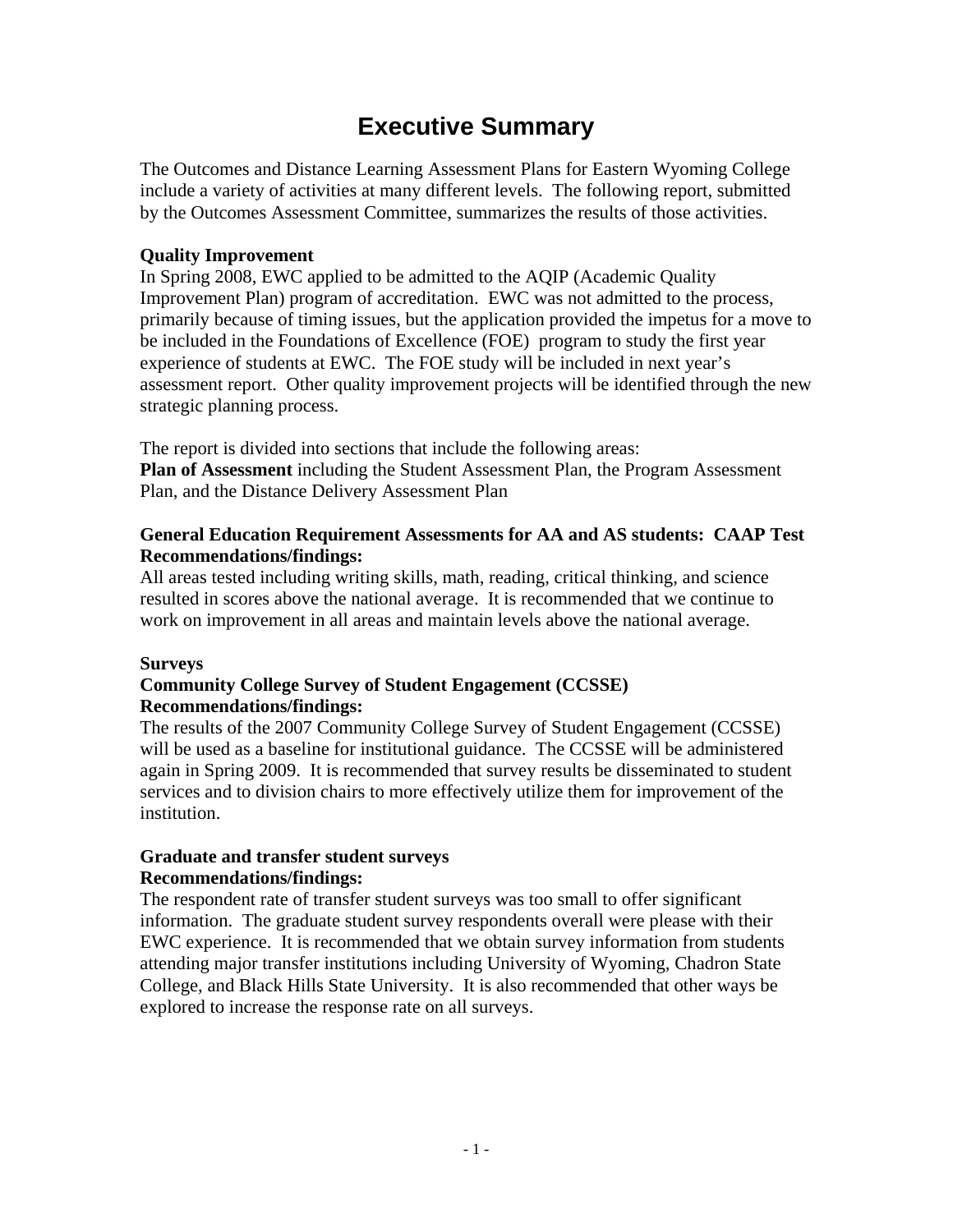# Executive Summary

The Outcomes and Distance Learning Assessment Plans for Eastern Wyoming College include a variety of activities at many different levels. The following report, submitted by the Outcomes Assessment Committee, summarizes the results of those activities.

**Quality Improvement**
In Spring 2008, EWC applied to be admitted to the AQIP (Academic Quality Improvement Plan) program of accreditation. EWC was not admitted to the process, primarily because of timing issues, but the application provided the impetus for a move to be included in the Foundations of Excellence (FOE) program to study the first year experience of students at EWC. The FOE study will be included in next year's assessment report. Other quality improvement projects will be identified through the new strategic planning process.

The report is divided into sections that include the following areas:
**Plan of Assessment** including the Student Assessment Plan, the Program Assessment Plan, and the Distance Delivery Assessment Plan

**General Education Requirement Assessments for AA and AS students: CAAP Test**
**Recommendations/findings:**
All areas tested including writing skills, math, reading, critical thinking, and science resulted in scores above the national average. It is recommended that we continue to work on improvement in all areas and maintain levels above the national average.

**Surveys**
**Community College Survey of Student Engagement (CCSSE)**
**Recommendations/findings:**
The results of the 2007 Community College Survey of Student Engagement (CCSSE) will be used as a baseline for institutional guidance. The CCSSE will be administered again in Spring 2009. It is recommended that survey results be disseminated to student services and to division chairs to more effectively utilize them for improvement of the institution.

**Graduate and transfer student surveys**
**Recommendations/findings:**
The respondent rate of transfer student surveys was too small to offer significant information. The graduate student survey respondents overall were please with their EWC experience. It is recommended that we obtain survey information from students attending major transfer institutions including University of Wyoming, Chadron State College, and Black Hills State University. It is also recommended that other ways be explored to increase the response rate on all surveys.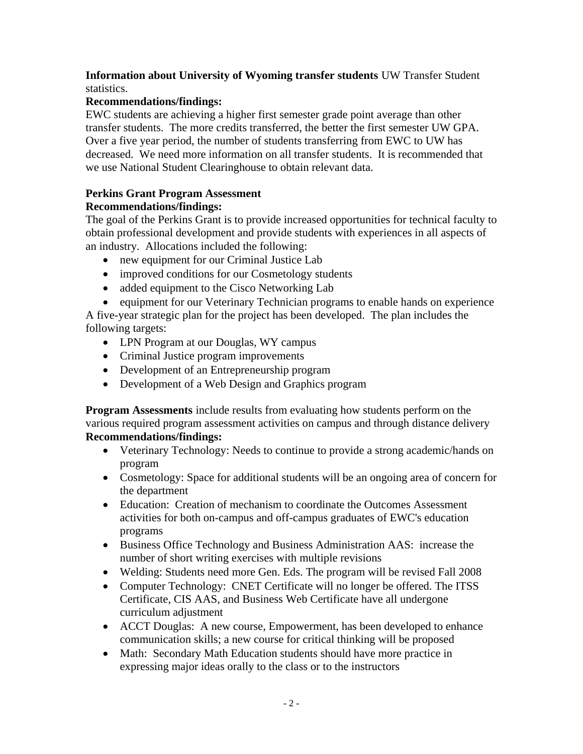**Information about University of Wyoming transfer students** UW Transfer Student statistics.

**Recommendations/findings:**

EWC students are achieving a higher first semester grade point average than other transfer students. The more credits transferred, the better the first semester UW GPA. Over a five year period, the number of students transferring from EWC to UW has decreased. We need more information on all transfer students. It is recommended that we use National Student Clearinghouse to obtain relevant data.

**Perkins Grant Program Assessment**

**Recommendations/findings:**

The goal of the Perkins Grant is to provide increased opportunities for technical faculty to obtain professional development and provide students with experiences in all aspects of an industry. Allocations included the following:

- new equipment for our Criminal Justice Lab
- improved conditions for our Cosmetology students
- added equipment to the Cisco Networking Lab
- equipment for our Veterinary Technician programs to enable hands on experience

A five-year strategic plan for the project has been developed. The plan includes the following targets:

- LPN Program at our Douglas, WY campus
- Criminal Justice program improvements
- Development of an Entrepreneurship program
- Development of a Web Design and Graphics program

**Program Assessments** include results from evaluating how students perform on the various required program assessment activities on campus and through distance delivery

**Recommendations/findings:**

- Veterinary Technology: Needs to continue to provide a strong academic/hands on program
- Cosmetology: Space for additional students will be an ongoing area of concern for the department
- Education: Creation of mechanism to coordinate the Outcomes Assessment activities for both on-campus and off-campus graduates of EWC's education programs
- Business Office Technology and Business Administration AAS: increase the number of short writing exercises with multiple revisions
- Welding: Students need more Gen. Eds. The program will be revised Fall 2008
- Computer Technology: CNET Certificate will no longer be offered. The ITSS Certificate, CIS AAS, and Business Web Certificate have all undergone curriculum adjustment
- ACCT Douglas: A new course, Empowerment, has been developed to enhance communication skills; a new course for critical thinking will be proposed
- Math: Secondary Math Education students should have more practice in expressing major ideas orally to the class or to the instructors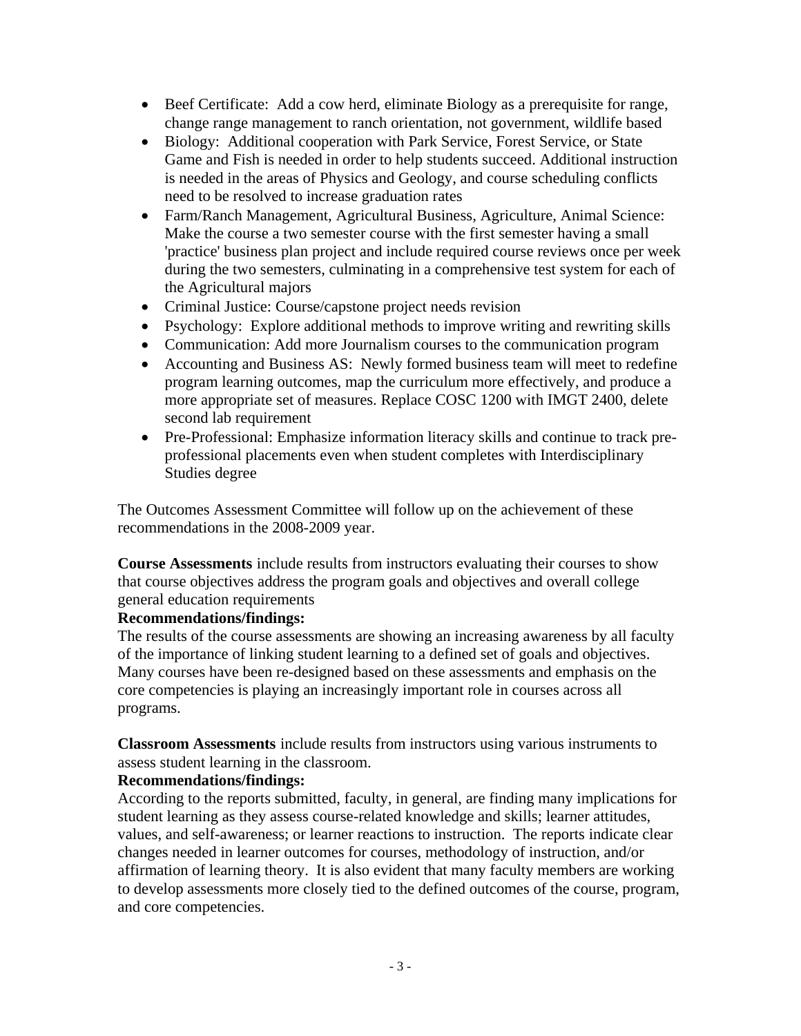- Beef Certificate: Add a cow herd, eliminate Biology as a prerequisite for range, change range management to ranch orientation, not government, wildlife based
- Biology: Additional cooperation with Park Service, Forest Service, or State Game and Fish is needed in order to help students succeed. Additional instruction is needed in the areas of Physics and Geology, and course scheduling conflicts need to be resolved to increase graduation rates
- Farm/Ranch Management, Agricultural Business, Agriculture, Animal Science: Make the course a two semester course with the first semester having a small 'practice' business plan project and include required course reviews once per week during the two semesters, culminating in a comprehensive test system for each of the Agricultural majors
- Criminal Justice: Course/capstone project needs revision
- Psychology: Explore additional methods to improve writing and rewriting skills
- Communication: Add more Journalism courses to the communication program
- Accounting and Business AS: Newly formed business team will meet to redefine program learning outcomes, map the curriculum more effectively, and produce a more appropriate set of measures. Replace COSC 1200 with IMGT 2400, delete second lab requirement
- Pre-Professional: Emphasize information literacy skills and continue to track pre-professional placements even when student completes with Interdisciplinary Studies degree

The Outcomes Assessment Committee will follow up on the achievement of these recommendations in the 2008-2009 year.

**Course Assessments** include results from instructors evaluating their courses to show that course objectives address the program goals and objectives and overall college general education requirements

**Recommendations/findings:**

The results of the course assessments are showing an increasing awareness by all faculty of the importance of linking student learning to a defined set of goals and objectives. Many courses have been re-designed based on these assessments and emphasis on the core competencies is playing an increasingly important role in courses across all programs.

**Classroom Assessments** include results from instructors using various instruments to assess student learning in the classroom.

**Recommendations/findings:**

According to the reports submitted, faculty, in general, are finding many implications for student learning as they assess course-related knowledge and skills; learner attitudes, values, and self-awareness; or learner reactions to instruction. The reports indicate clear changes needed in learner outcomes for courses, methodology of instruction, and/or affirmation of learning theory. It is also evident that many faculty members are working to develop assessments more closely tied to the defined outcomes of the course, program, and core competencies.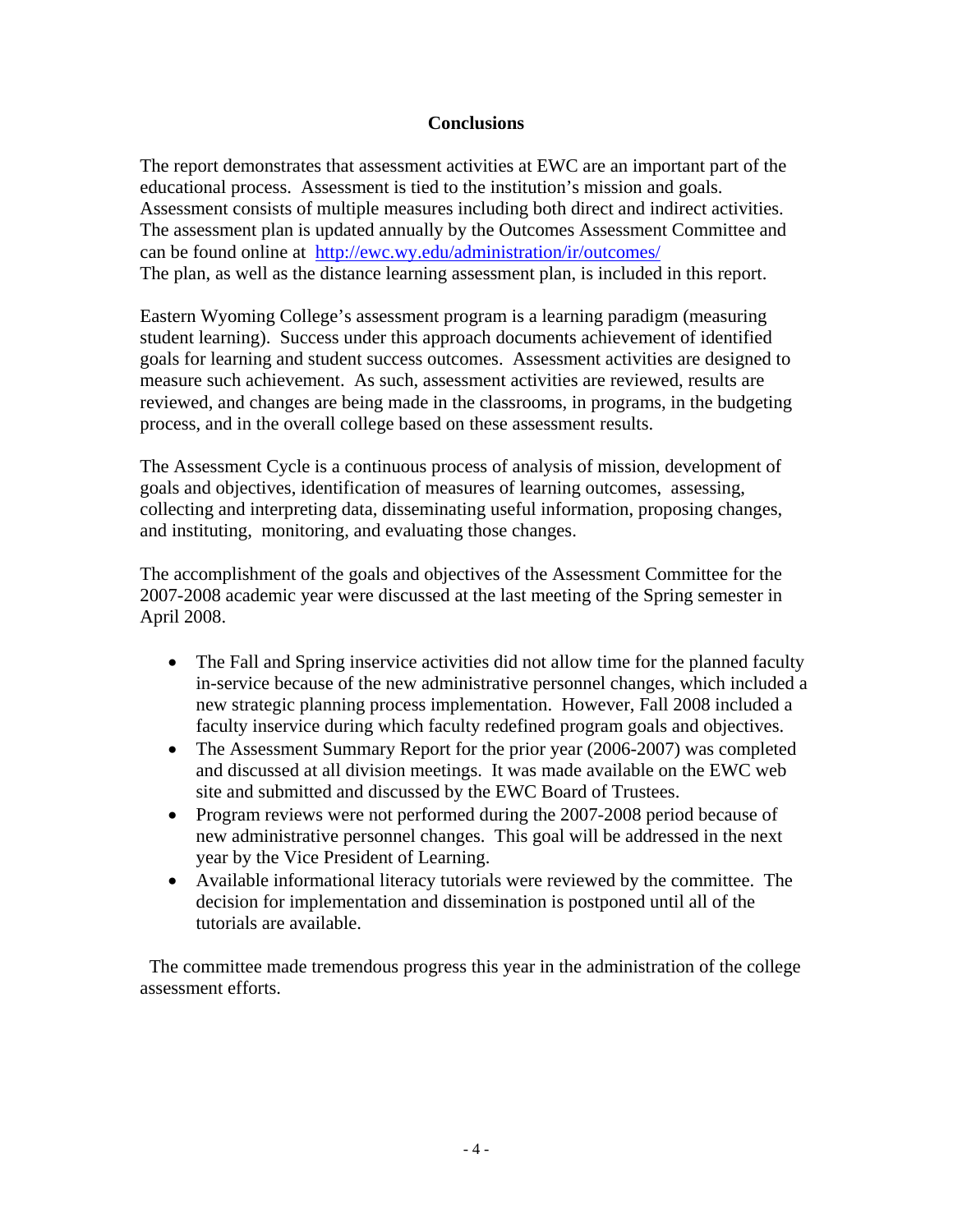## Conclusions

The report demonstrates that assessment activities at EWC are an important part of the educational process. Assessment is tied to the institution's mission and goals. Assessment consists of multiple measures including both direct and indirect activities. The assessment plan is updated annually by the Outcomes Assessment Committee and can be found online at http://ewc.wy.edu/administration/ir/outcomes/
The plan, as well as the distance learning assessment plan, is included in this report.

Eastern Wyoming College's assessment program is a learning paradigm (measuring student learning). Success under this approach documents achievement of identified goals for learning and student success outcomes. Assessment activities are designed to measure such achievement. As such, assessment activities are reviewed, results are reviewed, and changes are being made in the classrooms, in programs, in the budgeting process, and in the overall college based on these assessment results.

The Assessment Cycle is a continuous process of analysis of mission, development of goals and objectives, identification of measures of learning outcomes, assessing, collecting and interpreting data, disseminating useful information, proposing changes, and instituting, monitoring, and evaluating those changes.

The accomplishment of the goals and objectives of the Assessment Committee for the 2007-2008 academic year were discussed at the last meeting of the Spring semester in April 2008.

- The Fall and Spring inservice activities did not allow time for the planned faculty in-service because of the new administrative personnel changes, which included a new strategic planning process implementation. However, Fall 2008 included a faculty inservice during which faculty redefined program goals and objectives.
- The Assessment Summary Report for the prior year (2006-2007) was completed and discussed at all division meetings. It was made available on the EWC web site and submitted and discussed by the EWC Board of Trustees.
- Program reviews were not performed during the 2007-2008 period because of new administrative personnel changes. This goal will be addressed in the next year by the Vice President of Learning.
- Available informational literacy tutorials were reviewed by the committee. The decision for implementation and dissemination is postponed until all of the tutorials are available.

The committee made tremendous progress this year in the administration of the college assessment efforts.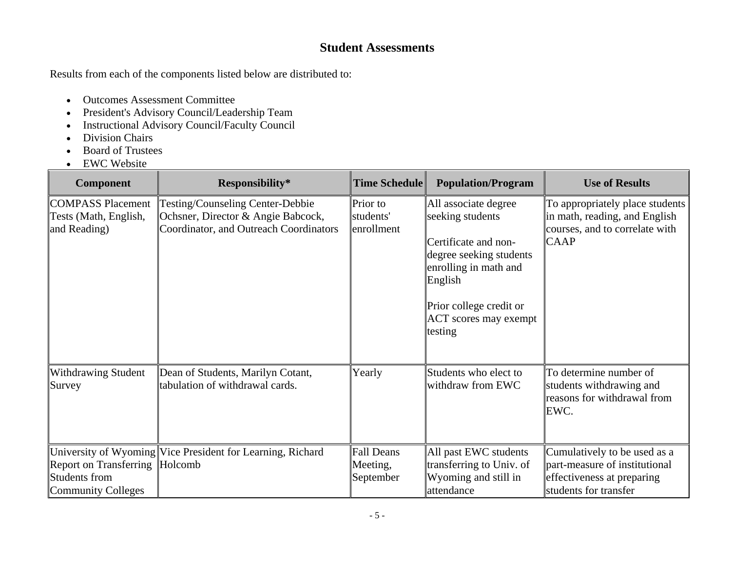## Student Assessments

Results from each of the components listed below are distributed to:

- Outcomes Assessment Committee
- President's Advisory Council/Leadership Team
- Instructional Advisory Council/Faculty Council
- Division Chairs
- Board of Trustees
- EWC Website

| Component | Responsibility* | Time Schedule | Population/Program | Use of Results |
|---|---|---|---|---|
| COMPASS Placement Tests (Math, English, and Reading) | Testing/Counseling Center-Debbie Ochsner, Director & Angie Babcock, Coordinator, and Outreach Coordinators | Prior to students' enrollment | All associate degree seeking students<br><br>Certificate and non-degree seeking students enrolling in math and English<br><br>Prior college credit or ACT scores may exempt testing | To appropriately place students in math, reading, and English courses, and to correlate with CAAP |
| Withdrawing Student Survey | Dean of Students, Marilyn Cotant, tabulation of withdrawal cards. | Yearly | Students who elect to withdraw from EWC | To determine number of students withdrawing and reasons for withdrawal from EWC. |
| University of Wyoming Report on Transferring Students from Community Colleges | Vice President for Learning, Richard Holcomb | Fall Deans Meeting, September | All past EWC students transferring to Univ. of Wyoming and still in attendance | Cumulatively to be used as a part-measure of institutional effectiveness at preparing students for transfer |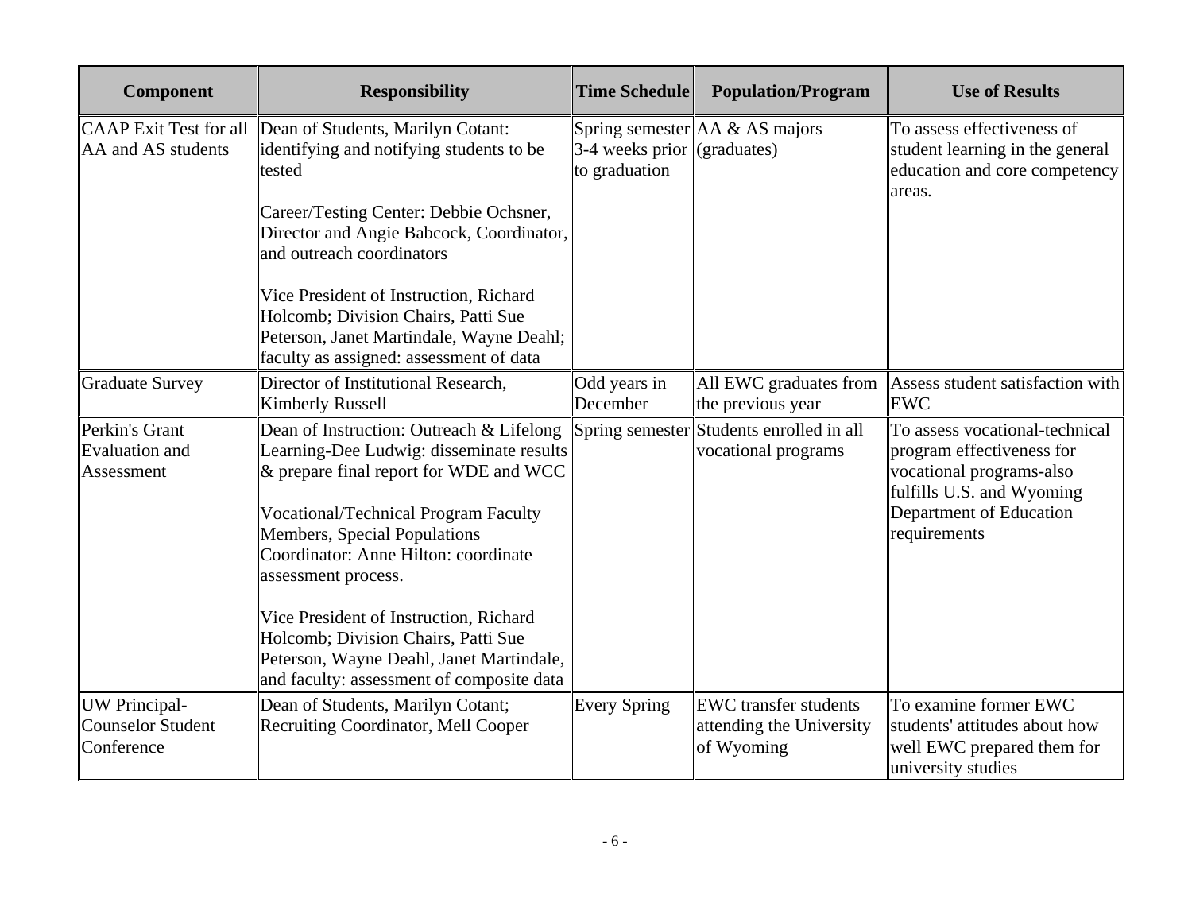| Component | Responsibility | Time Schedule | Population/Program | Use of Results |
|---|---|---|---|---|
| CAAP Exit Test for all AA and AS students | Dean of Students, Marilyn Cotant: identifying and notifying students to be tested<br><br>Career/Testing Center: Debbie Ochsner, Director and Angie Babcock, Coordinator, and outreach coordinators<br><br>Vice President of Instruction, Richard Holcomb; Division Chairs, Patti Sue Peterson, Janet Martindale, Wayne Deahl; faculty as assigned: assessment of data | Spring semester 3-4 weeks prior to graduation | AA & AS majors (graduates) | To assess effectiveness of student learning in the general education and core competency areas. |
| Graduate Survey | Director of Institutional Research, Kimberly Russell | Odd years in December | All EWC graduates from the previous year | Assess student satisfaction with EWC |
| Perkin's Grant Evaluation and Assessment | Dean of Instruction: Outreach & Lifelong Learning-Dee Ludwig: disseminate results & prepare final report for WDE and WCC<br><br>Vocational/Technical Program Faculty Members, Special Populations Coordinator: Anne Hilton: coordinate assessment process.<br><br>Vice President of Instruction, Richard Holcomb; Division Chairs, Patti Sue Peterson, Wayne Deahl, Janet Martindale, and faculty: assessment of composite data | Spring semester | Students enrolled in all vocational programs | To assess vocational-technical program effectiveness for vocational programs-also fulfills U.S. and Wyoming Department of Education requirements |
| UW Principal-Counselor Student Conference | Dean of Students, Marilyn Cotant; Recruiting Coordinator, Mell Cooper | Every Spring | EWC transfer students attending the University of Wyoming | To examine former EWC students' attitudes about how well EWC prepared them for university studies |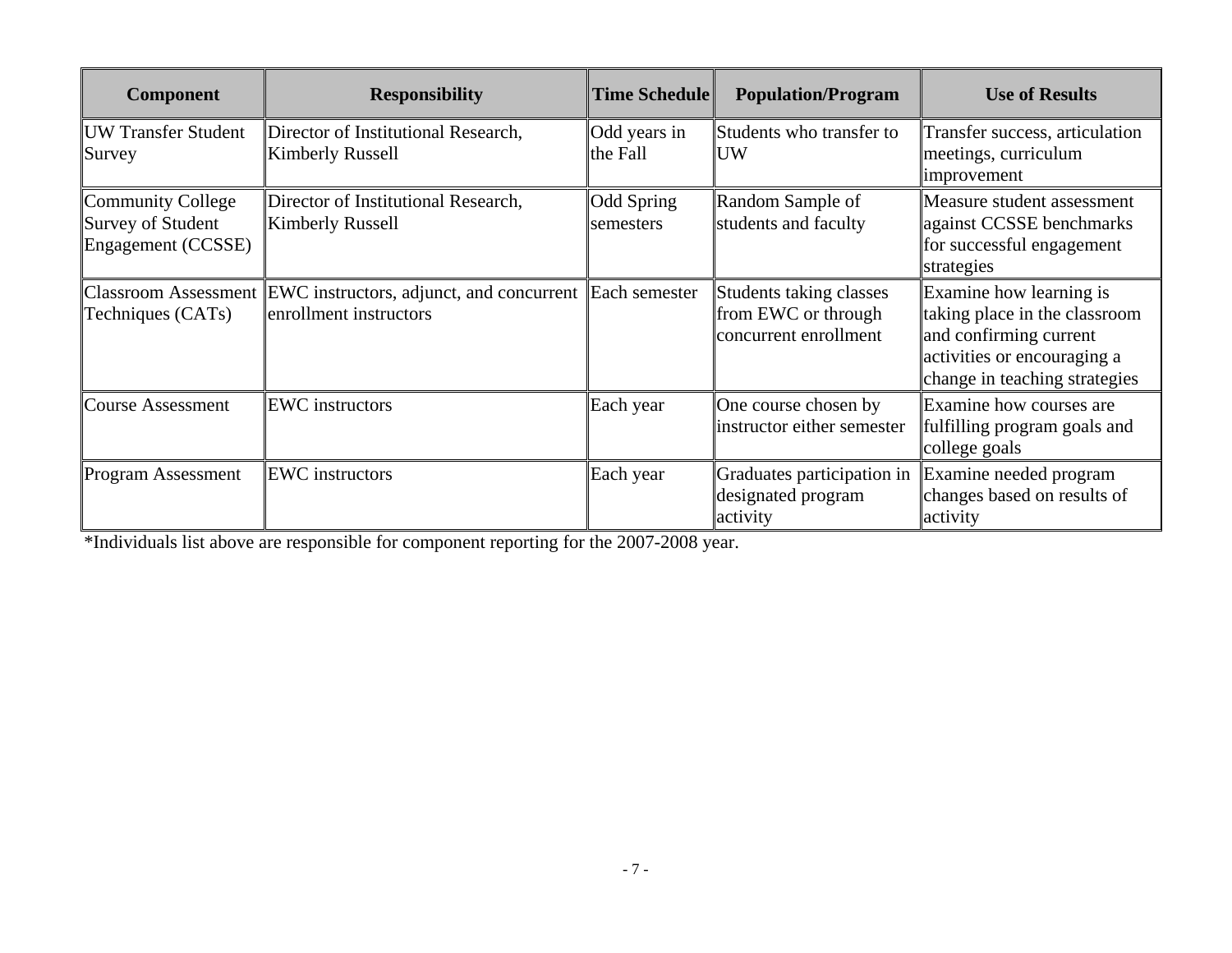| Component | Responsibility | Time Schedule | Population/Program | Use of Results |
|---|---|---|---|---|
| UW Transfer Student Survey | Director of Institutional Research, Kimberly Russell | Odd years in the Fall | Students who transfer to UW | Transfer success, articulation meetings, curriculum improvement |
| Community College Survey of Student Engagement (CCSSE) | Director of Institutional Research, Kimberly Russell | Odd Spring semesters | Random Sample of students and faculty | Measure student assessment against CCSSE benchmarks for successful engagement strategies |
| Classroom Assessment Techniques (CATs) | EWC instructors, adjunct, and concurrent enrollment instructors | Each semester | Students taking classes from EWC or through concurrent enrollment | Examine how learning is taking place in the classroom and confirming current activities or encouraging a change in teaching strategies |
| Course Assessment | EWC instructors | Each year | One course chosen by instructor either semester | Examine how courses are fulfilling program goals and college goals |
| Program Assessment | EWC instructors | Each year | Graduates participation in designated program activity | Examine needed program changes based on results of activity |

*Individuals list above are responsible for component reporting for the 2007-2008 year.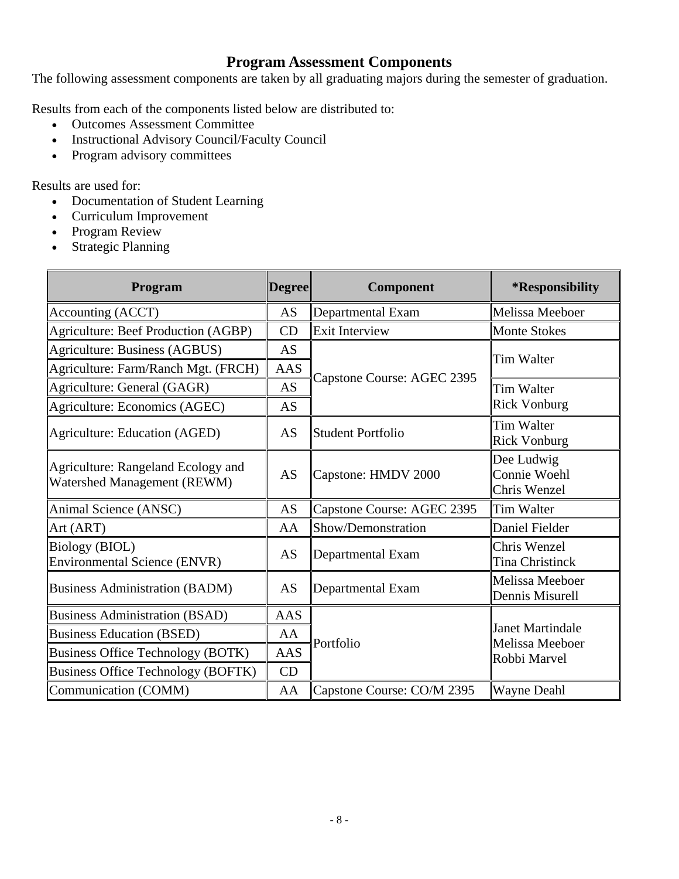## Program Assessment Components

The following assessment components are taken by all graduating majors during the semester of graduation.

Results from each of the components listed below are distributed to:

- Outcomes Assessment Committee
- Instructional Advisory Council/Faculty Council
- Program advisory committees

Results are used for:

- Documentation of Student Learning
- Curriculum Improvement
- Program Review
- Strategic Planning

| Program | Degree | Component | *Responsibility |
|---|---|---|---|
| Accounting (ACCT) | AS | Departmental Exam | Melissa Meeboer |
| Agriculture: Beef Production (AGBP) | CD | Exit Interview | Monte Stokes |
| Agriculture: Business (AGBUS) | AS | Capstone Course: AGEC 2395 | Tim Walter |
| Agriculture: Farm/Ranch Mgt. (FRCH) | AAS | Capstone Course: AGEC 2395 | Tim Walter |
| Agriculture: General (GAGR) | AS | Capstone Course: AGEC 2395 | Tim Walter<br>Rick Vonburg |
| Agriculture: Economics (AGEC) | AS | Capstone Course: AGEC 2395 | Tim Walter<br>Rick Vonburg |
| Agriculture: Education (AGED) | AS | Student Portfolio | Tim Walter<br>Rick Vonburg |
| Agriculture: Rangeland Ecology and Watershed Management (REWM) | AS | Capstone: HMDV 2000 | Dee Ludwig<br>Connie Woehl<br>Chris Wenzel |
| Animal Science (ANSC) | AS | Capstone Course: AGEC 2395 | Tim Walter |
| Art (ART) | AA | Show/Demonstration | Daniel Fielder |
| Biology (BIOL)<br>Environmental Science (ENVR) | AS | Departmental Exam | Chris Wenzel<br>Tina Christinck |
| Business Administration (BADM) | AS | Departmental Exam | Melissa Meeboer<br>Dennis Misurell |
| Business Administration (BSAD) | AAS | Portfolio | Janet Martindale<br>Melissa Meeboer<br>Robbi Marvel |
| Business Education (BSED) | AA | Portfolio | Janet Martindale<br>Melissa Meeboer<br>Robbi Marvel |
| Business Office Technology (BOTK) | AAS | Portfolio | Janet Martindale<br>Melissa Meeboer<br>Robbi Marvel |
| Business Office Technology (BOFTK) | CD | Portfolio | Janet Martindale<br>Melissa Meeboer<br>Robbi Marvel |
| Communication (COMM) | AA | Capstone Course: CO/M 2395 | Wayne Deahl |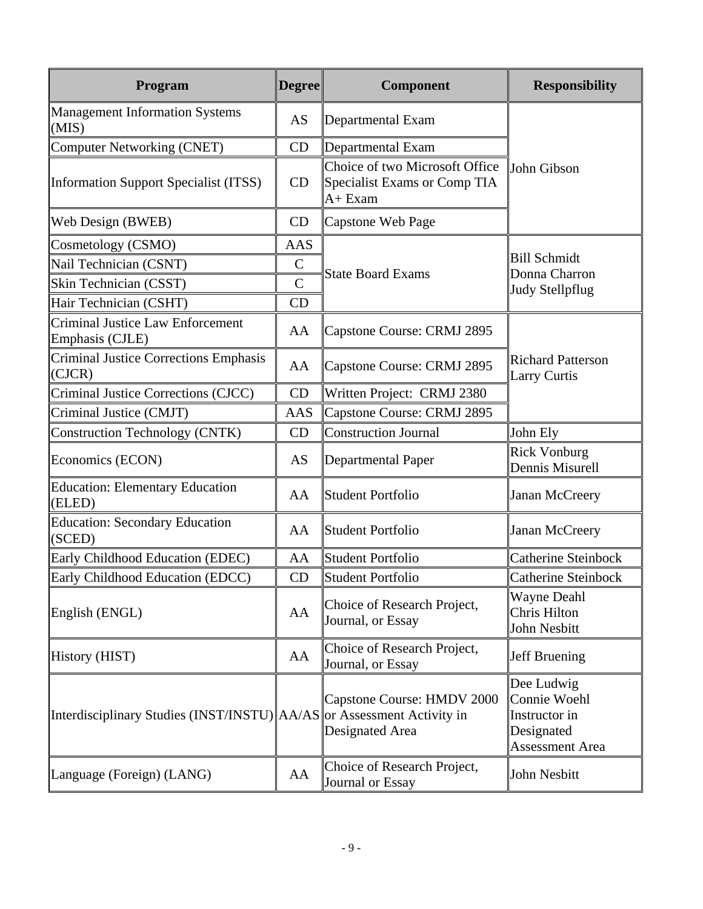| Program | Degree | Component | Responsibility |
|---|---|---|---|
| Management Information Systems (MIS) | AS | Departmental Exam | John Gibson |
| Computer Networking (CNET) | CD | Departmental Exam | |
| Information Support Specialist (ITSS) | CD | Choice of two Microsoft Office Specialist Exams or Comp TIA A+ Exam | |
| Web Design (BWEB) | CD | Capstone Web Page | |
| Cosmetology (CSMO) | AAS | State Board Exams | Bill Schmidt Donna Charron Judy Stellpflug |
| Nail Technician (CSNT) | C | | |
| Skin Technician (CSST) | C | | |
| Hair Technician (CSHT) | CD | | |
| Criminal Justice Law Enforcement Emphasis (CJLE) | AA | Capstone Course: CRMJ 2895 | Richard Patterson Larry Curtis |
| Criminal Justice Corrections Emphasis (CJCR) | AA | Capstone Course: CRMJ 2895 | |
| Criminal Justice Corrections (CJCC) | CD | Written Project: CRMJ 2380 | |
| Criminal Justice (CMJT) | AAS | Capstone Course: CRMJ 2895 | |
| Construction Technology (CNTK) | CD | Construction Journal | John Ely |
| Economics (ECON) | AS | Departmental Paper | Rick Vonburg Dennis Misurell |
| Education: Elementary Education (ELED) | AA | Student Portfolio | Janan McCreery |
| Education: Secondary Education (SCED) | AA | Student Portfolio | Janan McCreery |
| Early Childhood Education (EDEC) | AA | Student Portfolio | Catherine Steinbock |
| Early Childhood Education (EDCC) | CD | Student Portfolio | Catherine Steinbock |
| English (ENGL) | AA | Choice of Research Project, Journal, or Essay | Wayne Deahl Chris Hilton John Nesbitt |
| History (HIST) | AA | Choice of Research Project, Journal, or Essay | Jeff Bruening |
| Interdisciplinary Studies (INST/INSTU) | AA/AS | Capstone Course: HMDV 2000 or Assessment Activity in Designated Area | Dee Ludwig Connie Woehl Instructor in Designated Assessment Area |
| Language (Foreign) (LANG) | AA | Choice of Research Project, Journal or Essay | John Nesbitt |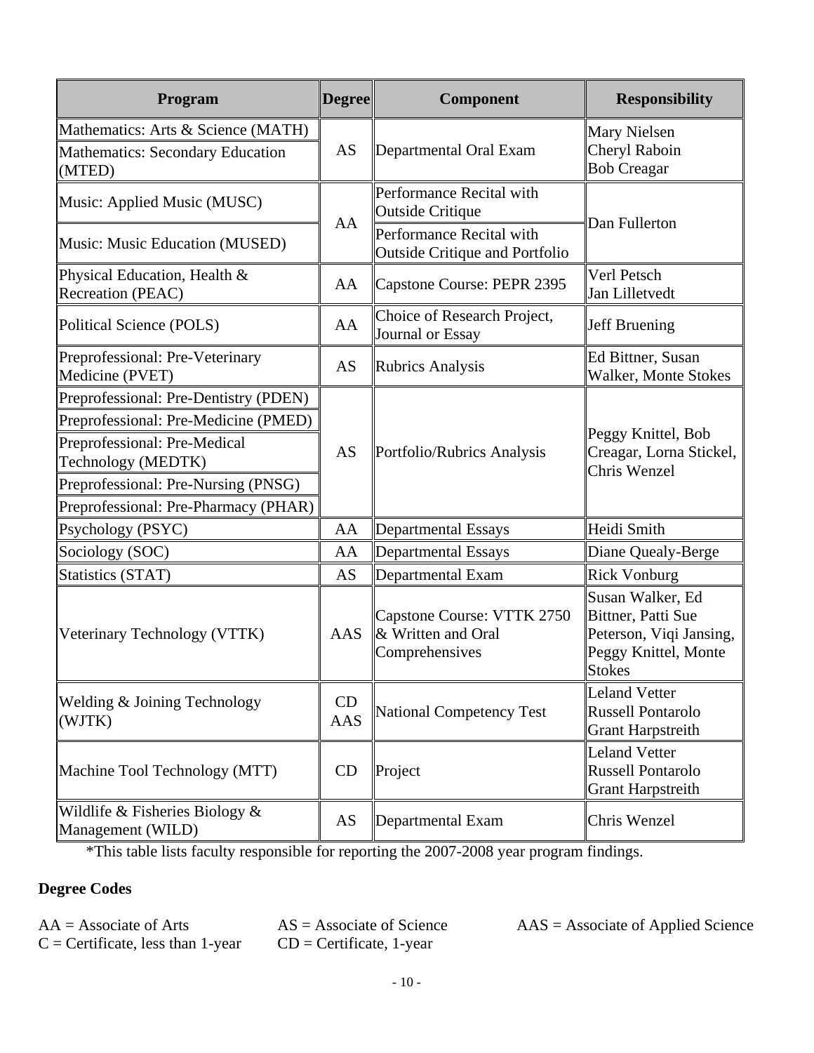| Program | Degree | Component | Responsibility |
|---|---|---|---|
| Mathematics: Arts & Science (MATH) | AS | Departmental Oral Exam | Mary Nielsen<br>Cheryl Raboin<br>Bob Creagar |
| Mathematics: Secondary Education (MTED) | | | |
| Music: Applied Music (MUSC) | AA | Performance Recital with Outside Critique | Dan Fullerton |
| Music: Music Education (MUSED) | | Performance Recital with Outside Critique and Portfolio | |
| Physical Education, Health & Recreation (PEAC) | AA | Capstone Course: PEPR 2395 | Verl Petsch<br>Jan Lilletvedt |
| Political Science (POLS) | AA | Choice of Research Project, Journal or Essay | Jeff Bruening |
| Preprofessional: Pre-Veterinary Medicine (PVET) | AS | Rubrics Analysis | Ed Bittner, Susan Walker, Monte Stokes |
| Preprofessional: Pre-Dentistry (PDEN) | AS | Portfolio/Rubrics Analysis | Peggy Knittel, Bob Creagar, Lorna Stickel, Chris Wenzel |
| Preprofessional: Pre-Medicine (PMED) | | | |
| Preprofessional: Pre-Medical Technology (MEDTK) | | | |
| Preprofessional: Pre-Nursing (PNSG) | | | |
| Preprofessional: Pre-Pharmacy (PHAR) | | | |
| Psychology (PSYC) | AA | Departmental Essays | Heidi Smith |
| Sociology (SOC) | AA | Departmental Essays | Diane Quealy-Berge |
| Statistics (STAT) | AS | Departmental Exam | Rick Vonburg |
| Veterinary Technology (VTTK) | AAS | Capstone Course: VTTK 2750 & Written and Oral Comprehensives | Susan Walker, Ed Bittner, Patti Sue Peterson, Viqi Jansing, Peggy Knittel, Monte Stokes |
| Welding & Joining Technology (WJTK) | CD<br>AAS | National Competency Test | Leland Vetter<br>Russell Pontarolo<br>Grant Harpstreith |
| Machine Tool Technology (MTT) | CD | Project | Leland Vetter<br>Russell Pontarolo<br>Grant Harpstreith |
| Wildlife & Fisheries Biology & Management (WILD) | AS | Departmental Exam | Chris Wenzel |

*This table lists faculty responsible for reporting the 2007-2008 year program findings.

**Degree Codes**

AA = Associate of Arts AS = Associate of Science AAS = Associate of Applied Science
C = Certificate, less than 1-year CD = Certificate, 1-year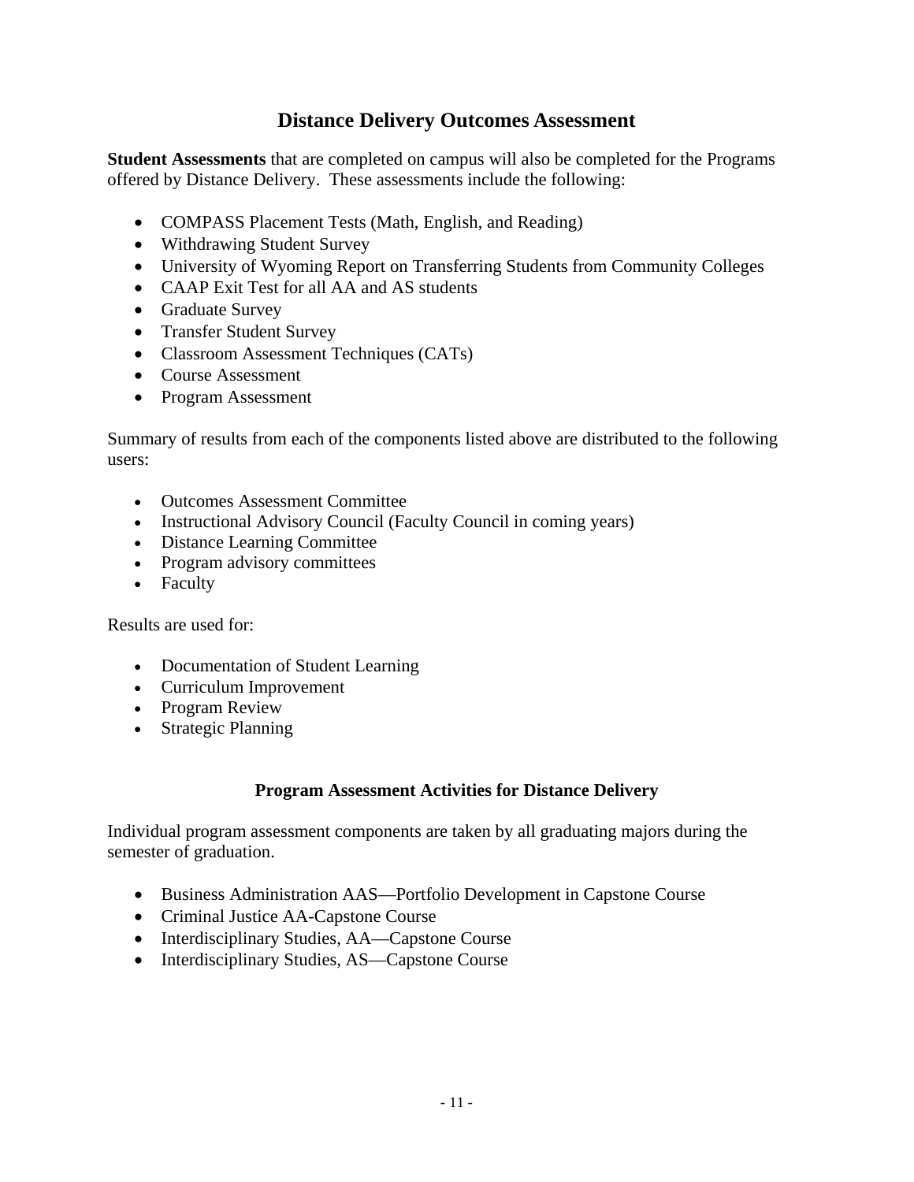## Distance Delivery Outcomes Assessment

**Student Assessments** that are completed on campus will also be completed for the Programs offered by Distance Delivery. These assessments include the following:

- COMPASS Placement Tests (Math, English, and Reading)
- Withdrawing Student Survey
- University of Wyoming Report on Transferring Students from Community Colleges
- CAAP Exit Test for all AA and AS students
- Graduate Survey
- Transfer Student Survey
- Classroom Assessment Techniques (CATs)
- Course Assessment
- Program Assessment

Summary of results from each of the components listed above are distributed to the following users:

- Outcomes Assessment Committee
- Instructional Advisory Council (Faculty Council in coming years)
- Distance Learning Committee
- Program advisory committees
- Faculty

Results are used for:

- Documentation of Student Learning
- Curriculum Improvement
- Program Review
- Strategic Planning

### Program Assessment Activities for Distance Delivery

Individual program assessment components are taken by all graduating majors during the semester of graduation.

- Business Administration AAS—Portfolio Development in Capstone Course
- Criminal Justice AA-Capstone Course
- Interdisciplinary Studies, AA—Capstone Course
- Interdisciplinary Studies, AS—Capstone Course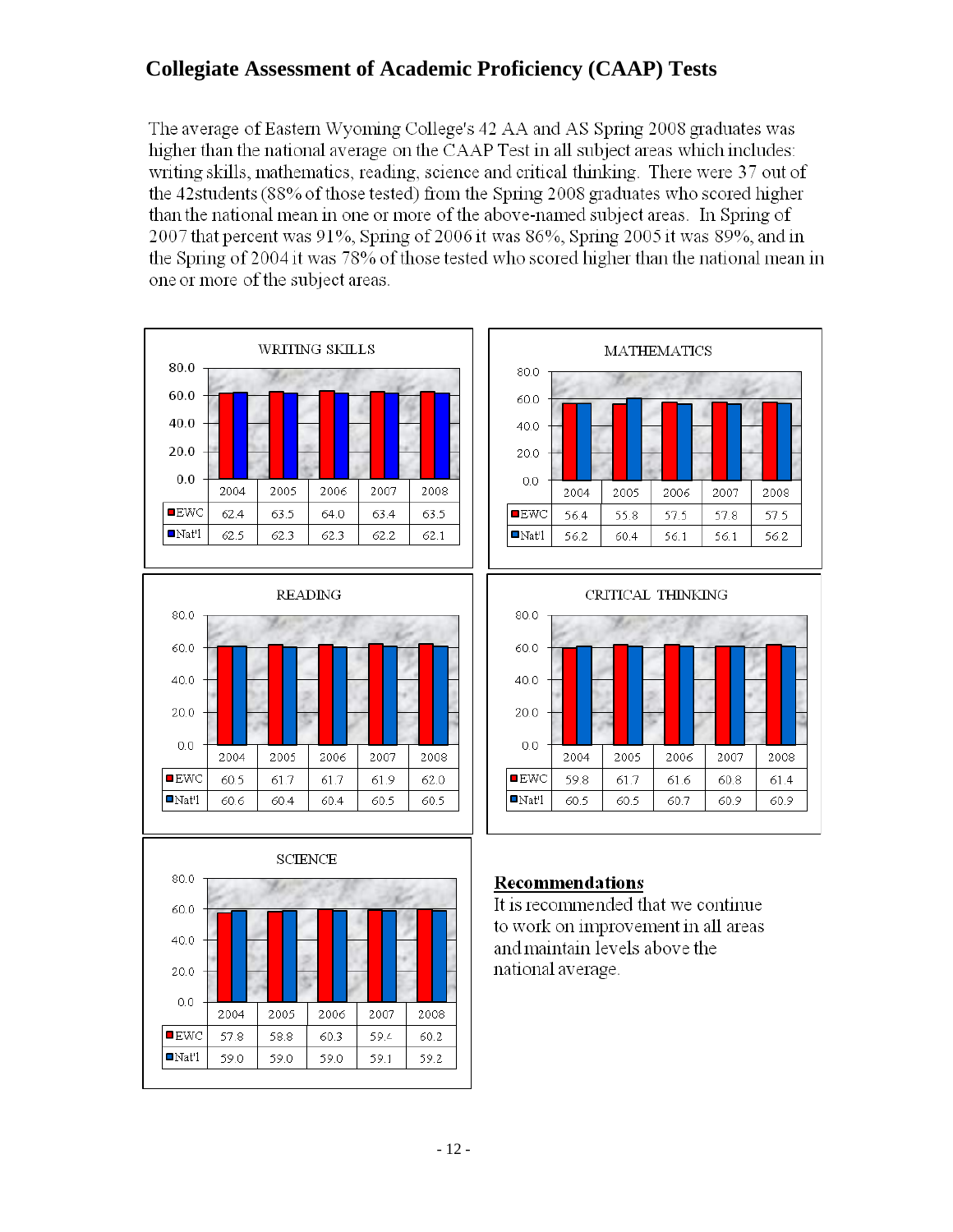## Collegiate Assessment of Academic Proficiency (CAAP) Tests

The average of Eastern Wyoming College's 42 AA and AS Spring 2008 graduates was higher than the national average on the CAAP Test in all subject areas which includes: writing skills, mathematics, reading, science and critical thinking. There were 37 out of the 42students (88% of those tested) from the Spring 2008 graduates who scored higher than the national mean in one or more of the above-named subject areas. In Spring of 2007 that percent was 91%, Spring of 2006 it was 86%, Spring 2005 it was 89%, and in the Spring of 2004 it was 78% of those tested who scored higher than the national mean in one or more of the subject areas.

**WRITING SKILLS**

| | 2004 | 2005 | 2006 | 2007 | 2008 |
|---|---|---|---|---|---|
| EWC | 62.4 | 63.5 | 64.0 | 63.4 | 63.5 |
| Nat'l | 62.5 | 62.3 | 62.3 | 62.2 | 62.1 |

**MATHEMATICS**

| | 2004 | 2005 | 2006 | 2007 | 2008 |
|---|---|---|---|---|---|
| EWC | 56.4 | 55.8 | 57.5 | 57.8 | 57.5 |
| Nat'l | 56.2 | 60.4 | 56.1 | 56.1 | 56.2 |

**READING**

| | 2004 | 2005 | 2006 | 2007 | 2008 |
|---|---|---|---|---|---|
| EWC | 60.5 | 61.7 | 61.7 | 61.9 | 62.0 |
| Nat'l | 60.6 | 60.4 | 60.4 | 60.5 | 60.5 |

**CRITICAL THINKING**

| | 2004 | 2005 | 2006 | 2007 | 2008 |
|---|---|---|---|---|---|
| EWC | 59.8 | 61.7 | 61.6 | 60.8 | 61.4 |
| Nat'l | 60.5 | 60.5 | 60.7 | 60.9 | 60.9 |

**SCIENCE**

| | 2004 | 2005 | 2006 | 2007 | 2008 |
|---|---|---|---|---|---|
| EWC | 57.8 | 58.8 | 60.3 | 59.4 | 60.2 |
| Nat'l | 59.0 | 59.0 | 59.0 | 59.1 | 59.2 |

**Recommendations**

It is recommended that we continue to work on improvement in all areas and maintain levels above the national average.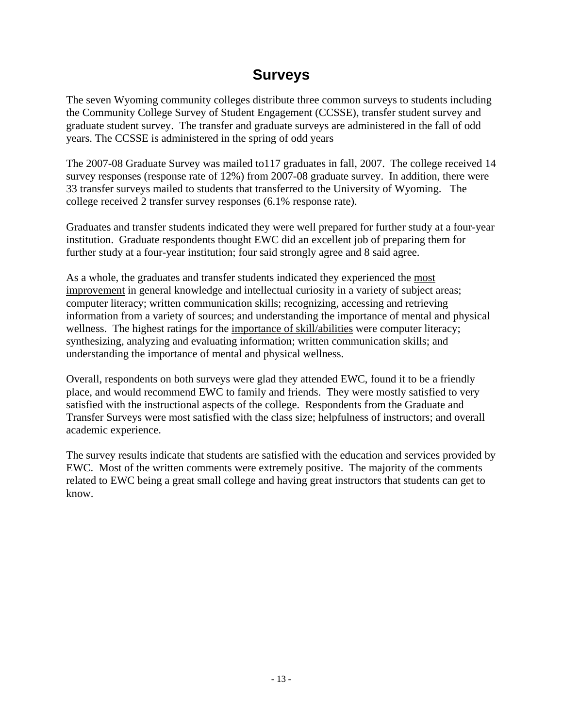# Surveys

The seven Wyoming community colleges distribute three common surveys to students including the Community College Survey of Student Engagement (CCSSE), transfer student survey and graduate student survey. The transfer and graduate surveys are administered in the fall of odd years. The CCSSE is administered in the spring of odd years

The 2007-08 Graduate Survey was mailed to117 graduates in fall, 2007. The college received 14 survey responses (response rate of 12%) from 2007-08 graduate survey. In addition, there were 33 transfer surveys mailed to students that transferred to the University of Wyoming. The college received 2 transfer survey responses (6.1% response rate).

Graduates and transfer students indicated they were well prepared for further study at a four-year institution. Graduate respondents thought EWC did an excellent job of preparing them for further study at a four-year institution; four said strongly agree and 8 said agree.

As a whole, the graduates and transfer students indicated they experienced the <u>most improvement</u> in general knowledge and intellectual curiosity in a variety of subject areas; computer literacy; written communication skills; recognizing, accessing and retrieving information from a variety of sources; and understanding the importance of mental and physical wellness. The highest ratings for the <u>importance of skill/abilities</u> were computer literacy; synthesizing, analyzing and evaluating information; written communication skills; and understanding the importance of mental and physical wellness.

Overall, respondents on both surveys were glad they attended EWC, found it to be a friendly place, and would recommend EWC to family and friends. They were mostly satisfied to very satisfied with the instructional aspects of the college. Respondents from the Graduate and Transfer Surveys were most satisfied with the class size; helpfulness of instructors; and overall academic experience.

The survey results indicate that students are satisfied with the education and services provided by EWC. Most of the written comments were extremely positive. The majority of the comments related to EWC being a great small college and having great instructors that students can get to know.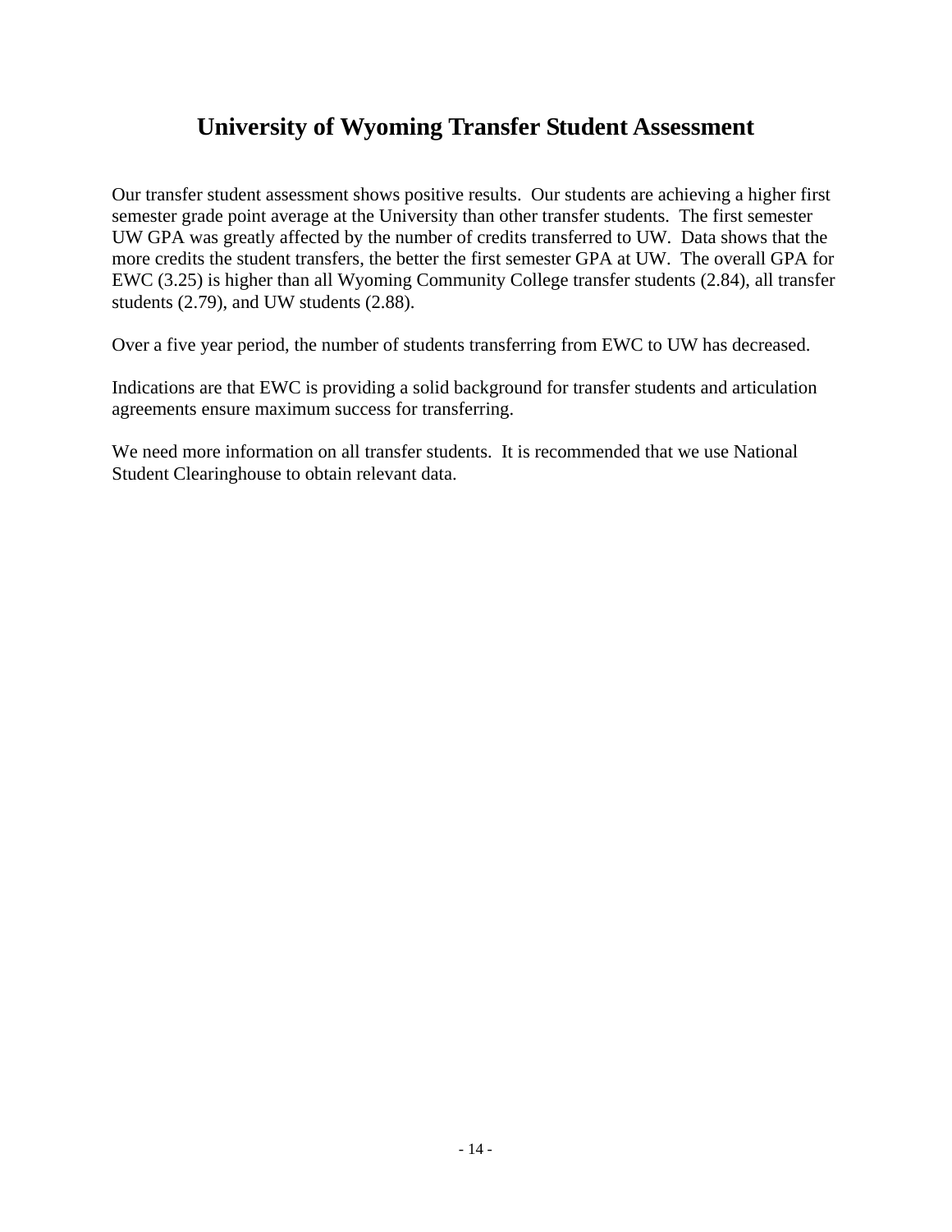# University of Wyoming Transfer Student Assessment

Our transfer student assessment shows positive results. Our students are achieving a higher first semester grade point average at the University than other transfer students. The first semester UW GPA was greatly affected by the number of credits transferred to UW. Data shows that the more credits the student transfers, the better the first semester GPA at UW. The overall GPA for EWC (3.25) is higher than all Wyoming Community College transfer students (2.84), all transfer students (2.79), and UW students (2.88).

Over a five year period, the number of students transferring from EWC to UW has decreased.

Indications are that EWC is providing a solid background for transfer students and articulation agreements ensure maximum success for transferring.

We need more information on all transfer students. It is recommended that we use National Student Clearinghouse to obtain relevant data.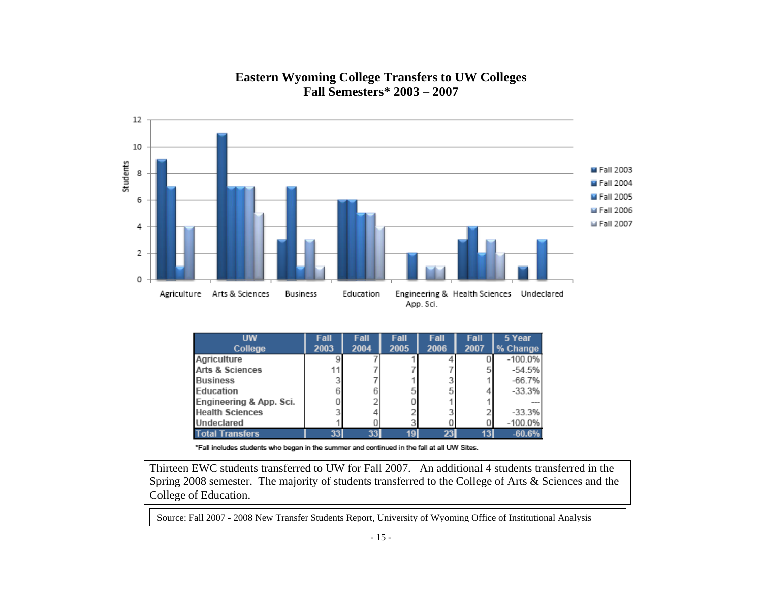# Eastern Wyoming College Transfers to UW Colleges
## Fall Semesters* 2003 – 2007

| UW College | Fall 2003 | Fall 2004 | Fall 2005 | Fall 2006 | Fall 2007 | 5 Year % Change |
|---|---|---|---|---|---|---|
| Agriculture | 9 | 7 | 1 | 4 | 0 | -100.0% |
| Arts & Sciences | 11 | 7 | 7 | 7 | 5 | -54.5% |
| Business | 3 | 7 | 1 | 3 | 1 | -66.7% |
| Education | 6 | 6 | 5 | 5 | 4 | -33.3% |
| Engineering & App. Sci. | 0 | 2 | 0 | 1 | 1 | --- |
| Health Sciences | 3 | 4 | 2 | 3 | 2 | -33.3% |
| Undeclared | 1 | 0 | 3 | 0 | 0 | -100.0% |
| Total Transfers | 33 | 33 | 19 | 23 | 13 | -60.6% |

*Fall includes students who began in the summer and continued in the fall at all UW Sites.

Thirteen EWC students transferred to UW for Fall 2007. An additional 4 students transferred in the Spring 2008 semester. The majority of students transferred to the College of Arts & Sciences and the College of Education.

Source: Fall 2007 - 2008 New Transfer Students Report, University of Wyoming Office of Institutional Analysis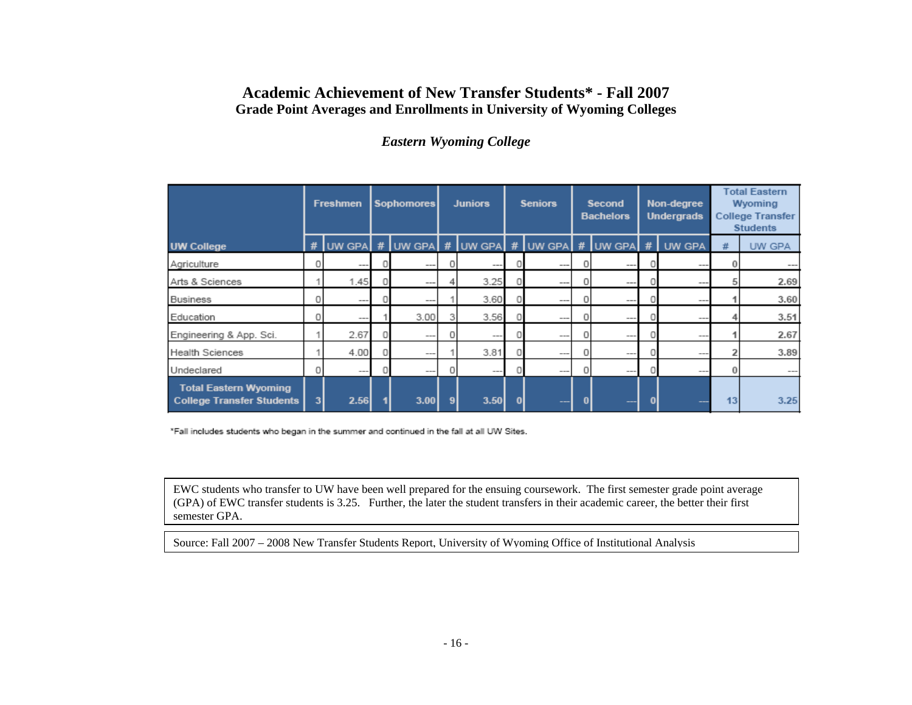# Academic Achievement of New Transfer Students* - Fall 2007

## Grade Point Averages and Enrollments in University of Wyoming Colleges

### *Eastern Wyoming College*

| | Freshmen | | Sophomores | | Juniors | | Seniors | | Second Bachelors | | Non-degree Undergrads | | Total Eastern Wyoming College Transfer Students | |
|---|---|---|---|---|---|---|---|---|---|---|---|---|---|---|
| **UW College** | # | UW GPA | # | UW GPA | # | UW GPA | # | UW GPA | # | UW GPA | # | UW GPA | # | UW GPA |
| Agriculture | 0 | --- | 0 | --- | 0 | --- | 0 | --- | 0 | --- | 0 | --- | 0 | --- |
| Arts & Sciences | 1 | 1.45 | 0 | --- | 4 | 3.25 | 0 | --- | 0 | --- | 0 | --- | 5 | 2.69 |
| Business | 0 | --- | 0 | --- | 1 | 3.60 | 0 | --- | 0 | --- | 0 | --- | 1 | 3.60 |
| Education | 0 | --- | 1 | 3.00 | 3 | 3.56 | 0 | --- | 0 | --- | 0 | --- | 4 | 3.51 |
| Engineering & App. Sci. | 1 | 2.67 | 0 | --- | 0 | --- | 0 | --- | 0 | --- | 0 | --- | 1 | 2.67 |
| Health Sciences | 1 | 4.00 | 0 | --- | 1 | 3.81 | 0 | --- | 0 | --- | 0 | --- | 2 | 3.89 |
| Undeclared | 0 | --- | 0 | --- | 0 | --- | 0 | --- | 0 | --- | 0 | --- | 0 | --- |
| **Total Eastern Wyoming College Transfer Students** | **3** | **2.56** | **1** | **3.00** | **9** | **3.50** | **0** | **---** | **0** | **---** | **0** | **---** | **13** | **3.25** |

*Fall includes students who began in the summer and continued in the fall at all UW Sites.

EWC students who transfer to UW have been well prepared for the ensuing coursework. The first semester grade point average (GPA) of EWC transfer students is 3.25. Further, the later the student transfers in their academic career, the better their first semester GPA.

Source: Fall 2007 – 2008 New Transfer Students Report, University of Wyoming Office of Institutional Analysis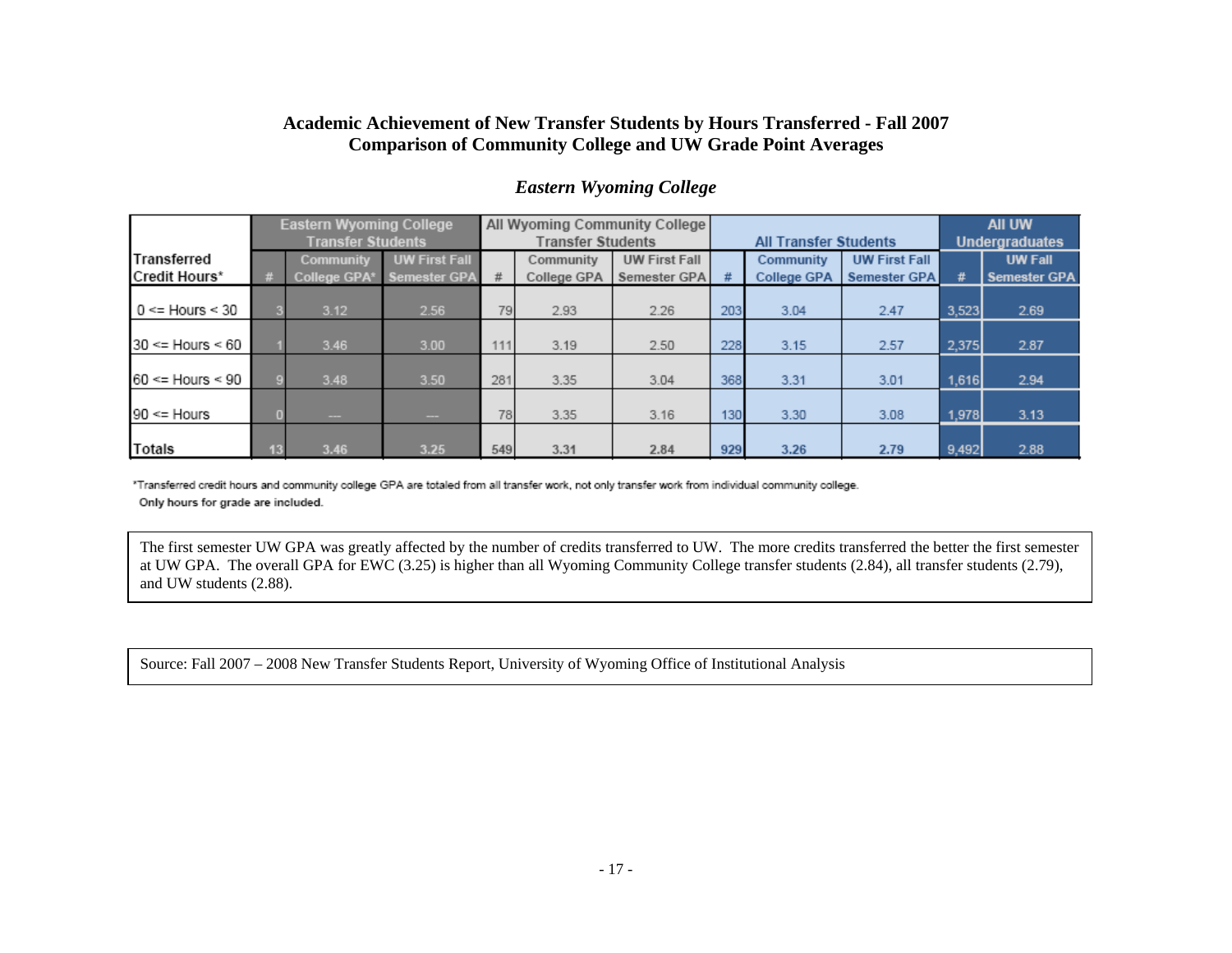**Academic Achievement of New Transfer Students by Hours Transferred - Fall 2007**
**Comparison of Community College and UW Grade Point Averages**

*Eastern Wyoming College*

| Transferred Credit Hours* | Eastern Wyoming College Transfer Students | | | All Wyoming Community College Transfer Students | | | All Transfer Students | | | All UW Undergraduates | |
|---|---|---|---|---|---|---|---|---|---|---|---|
| | # | Community College GPA* | UW First Fall Semester GPA | # | Community College GPA | UW First Fall Semester GPA | # | Community College GPA | UW First Fall Semester GPA | # | UW Fall Semester GPA |
| 0 <= Hours < 30 | 3 | 3.12 | 2.56 | 79 | 2.93 | 2.26 | 203 | 3.04 | 2.47 | 3,523 | 2.69 |
| 30 <= Hours < 60 | 1 | 3.46 | 3.00 | 111 | 3.19 | 2.50 | 228 | 3.15 | 2.57 | 2,375 | 2.87 |
| 60 <= Hours < 90 | 9 | 3.48 | 3.50 | 281 | 3.35 | 3.04 | 368 | 3.31 | 3.01 | 1,616 | 2.94 |
| 90 <= Hours | 0 | --- | --- | 78 | 3.35 | 3.16 | 130 | 3.30 | 3.08 | 1,978 | 3.13 |
| Totals | 13 | 3.46 | 3.25 | 549 | 3.31 | 2.84 | 929 | 3.26 | 2.79 | 9,492 | 2.88 |

*Transferred credit hours and community college GPA are totaled from all transfer work, not only transfer work from individual community college.
Only hours for grade are included.

The first semester UW GPA was greatly affected by the number of credits transferred to UW. The more credits transferred the better the first semester at UW GPA. The overall GPA for EWC (3.25) is higher than all Wyoming Community College transfer students (2.84), all transfer students (2.79), and UW students (2.88).

Source: Fall 2007 – 2008 New Transfer Students Report, University of Wyoming Office of Institutional Analysis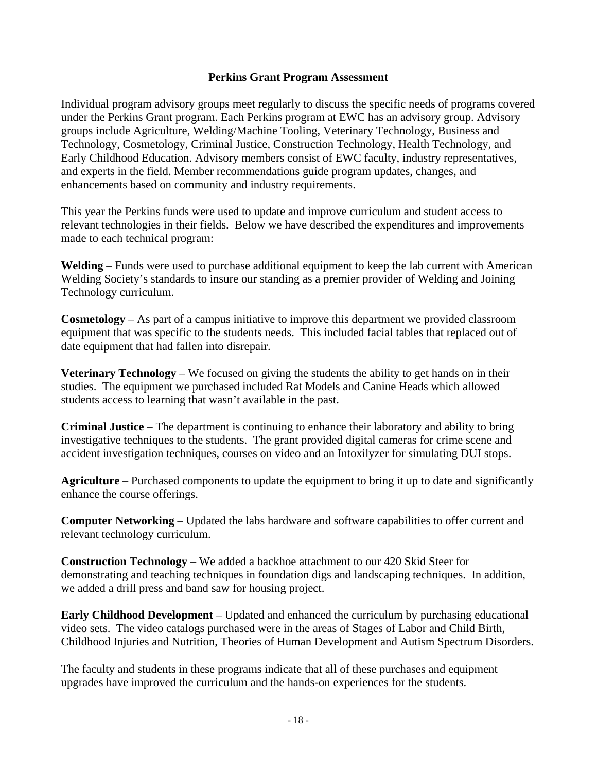## Perkins Grant Program Assessment

Individual program advisory groups meet regularly to discuss the specific needs of programs covered under the Perkins Grant program. Each Perkins program at EWC has an advisory group. Advisory groups include Agriculture, Welding/Machine Tooling, Veterinary Technology, Business and Technology, Cosmetology, Criminal Justice, Construction Technology, Health Technology, and Early Childhood Education. Advisory members consist of EWC faculty, industry representatives, and experts in the field. Member recommendations guide program updates, changes, and enhancements based on community and industry requirements.

This year the Perkins funds were used to update and improve curriculum and student access to relevant technologies in their fields. Below we have described the expenditures and improvements made to each technical program:

**Welding** – Funds were used to purchase additional equipment to keep the lab current with American Welding Society's standards to insure our standing as a premier provider of Welding and Joining Technology curriculum.

**Cosmetology** – As part of a campus initiative to improve this department we provided classroom equipment that was specific to the students needs. This included facial tables that replaced out of date equipment that had fallen into disrepair.

**Veterinary Technology** – We focused on giving the students the ability to get hands on in their studies. The equipment we purchased included Rat Models and Canine Heads which allowed students access to learning that wasn't available in the past.

**Criminal Justice** – The department is continuing to enhance their laboratory and ability to bring investigative techniques to the students. The grant provided digital cameras for crime scene and accident investigation techniques, courses on video and an Intoxilyzer for simulating DUI stops.

**Agriculture** – Purchased components to update the equipment to bring it up to date and significantly enhance the course offerings.

**Computer Networking** – Updated the labs hardware and software capabilities to offer current and relevant technology curriculum.

**Construction Technology** – We added a backhoe attachment to our 420 Skid Steer for demonstrating and teaching techniques in foundation digs and landscaping techniques. In addition, we added a drill press and band saw for housing project.

**Early Childhood Development** – Updated and enhanced the curriculum by purchasing educational video sets. The video catalogs purchased were in the areas of Stages of Labor and Child Birth, Childhood Injuries and Nutrition, Theories of Human Development and Autism Spectrum Disorders.

The faculty and students in these programs indicate that all of these purchases and equipment upgrades have improved the curriculum and the hands-on experiences for the students.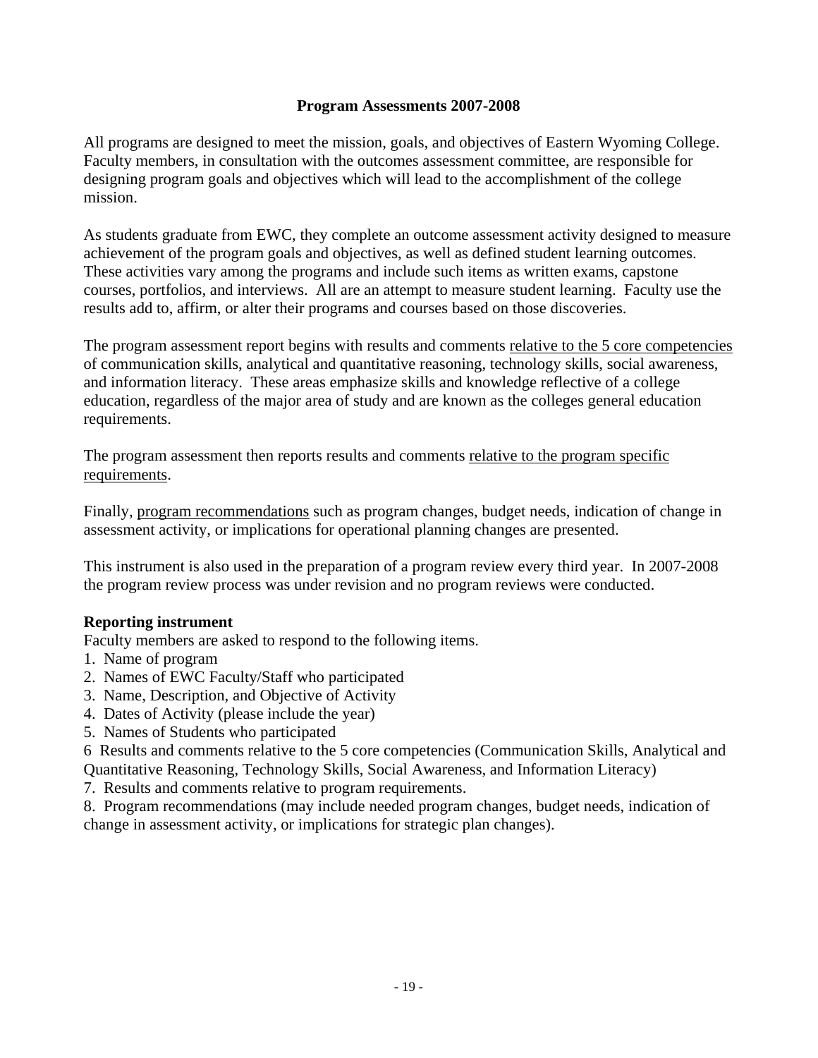## Program Assessments 2007-2008

All programs are designed to meet the mission, goals, and objectives of Eastern Wyoming College. Faculty members, in consultation with the outcomes assessment committee, are responsible for designing program goals and objectives which will lead to the accomplishment of the college mission.

As students graduate from EWC, they complete an outcome assessment activity designed to measure achievement of the program goals and objectives, as well as defined student learning outcomes. These activities vary among the programs and include such items as written exams, capstone courses, portfolios, and interviews. All are an attempt to measure student learning. Faculty use the results add to, affirm, or alter their programs and courses based on those discoveries.

The program assessment report begins with results and comments <u>relative to the 5 core competencies</u> of communication skills, analytical and quantitative reasoning, technology skills, social awareness, and information literacy. These areas emphasize skills and knowledge reflective of a college education, regardless of the major area of study and are known as the colleges general education requirements.

The program assessment then reports results and comments <u>relative to the program specific requirements</u>.

Finally, <u>program recommendations</u> such as program changes, budget needs, indication of change in assessment activity, or implications for operational planning changes are presented.

This instrument is also used in the preparation of a program review every third year. In 2007-2008 the program review process was under revision and no program reviews were conducted.

**Reporting instrument**

Faculty members are asked to respond to the following items.

1. Name of program
2. Names of EWC Faculty/Staff who participated
3. Name, Description, and Objective of Activity
4. Dates of Activity (please include the year)
5. Names of Students who participated
6. Results and comments relative to the 5 core competencies (Communication Skills, Analytical and Quantitative Reasoning, Technology Skills, Social Awareness, and Information Literacy)
7. Results and comments relative to program requirements.
8. Program recommendations (may include needed program changes, budget needs, indication of change in assessment activity, or implications for strategic plan changes).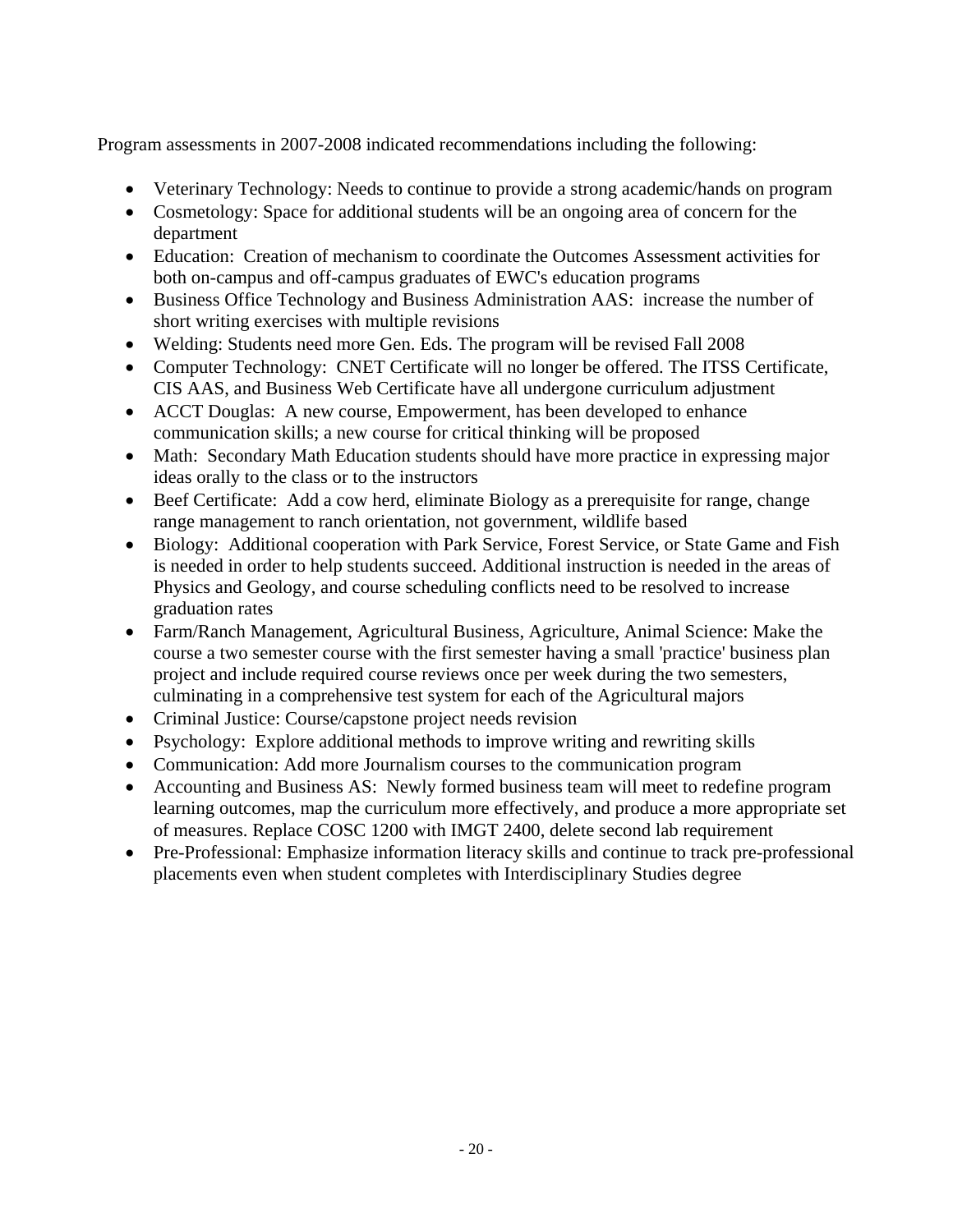Program assessments in 2007-2008 indicated recommendations including the following:

- Veterinary Technology: Needs to continue to provide a strong academic/hands on program
- Cosmetology: Space for additional students will be an ongoing area of concern for the department
- Education: Creation of mechanism to coordinate the Outcomes Assessment activities for both on-campus and off-campus graduates of EWC's education programs
- Business Office Technology and Business Administration AAS: increase the number of short writing exercises with multiple revisions
- Welding: Students need more Gen. Eds. The program will be revised Fall 2008
- Computer Technology: CNET Certificate will no longer be offered. The ITSS Certificate, CIS AAS, and Business Web Certificate have all undergone curriculum adjustment
- ACCT Douglas: A new course, Empowerment, has been developed to enhance communication skills; a new course for critical thinking will be proposed
- Math: Secondary Math Education students should have more practice in expressing major ideas orally to the class or to the instructors
- Beef Certificate: Add a cow herd, eliminate Biology as a prerequisite for range, change range management to ranch orientation, not government, wildlife based
- Biology: Additional cooperation with Park Service, Forest Service, or State Game and Fish is needed in order to help students succeed. Additional instruction is needed in the areas of Physics and Geology, and course scheduling conflicts need to be resolved to increase graduation rates
- Farm/Ranch Management, Agricultural Business, Agriculture, Animal Science: Make the course a two semester course with the first semester having a small 'practice' business plan project and include required course reviews once per week during the two semesters, culminating in a comprehensive test system for each of the Agricultural majors
- Criminal Justice: Course/capstone project needs revision
- Psychology: Explore additional methods to improve writing and rewriting skills
- Communication: Add more Journalism courses to the communication program
- Accounting and Business AS: Newly formed business team will meet to redefine program learning outcomes, map the curriculum more effectively, and produce a more appropriate set of measures. Replace COSC 1200 with IMGT 2400, delete second lab requirement
- Pre-Professional: Emphasize information literacy skills and continue to track pre-professional placements even when student completes with Interdisciplinary Studies degree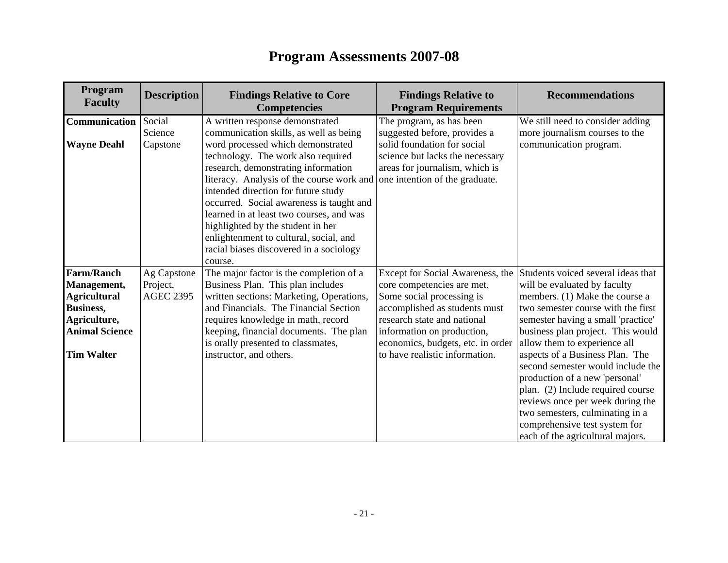# Program Assessments 2007-08

| Program Faculty | Description | Findings Relative to Core Competencies | Findings Relative to Program Requirements | Recommendations |
|---|---|---|---|---|
| **Communication**<br><br>**Wayne Deahl** | Social Science Capstone | A written response demonstrated communication skills, as well as being word processed which demonstrated technology. The work also required research, demonstrating information literacy. Analysis of the course work and intended direction for future study occurred. Social awareness is taught and learned in at least two courses, and was highlighted by the student in her enlightenment to cultural, social, and racial biases discovered in a sociology course. | The program, as has been suggested before, provides a solid foundation for social science but lacks the necessary areas for journalism, which is one intention of the graduate. | We still need to consider adding more journalism courses to the communication program. |
| **Farm/Ranch Management, Agricultural Business, Agriculture, Animal Science**<br><br>**Tim Walter** | Ag Capstone Project, AGEC 2395 | The major factor is the completion of a Business Plan. This plan includes written sections: Marketing, Operations, and Financials. The Financial Section requires knowledge in math, record keeping, financial documents. The plan is orally presented to classmates, instructor, and others. | Except for Social Awareness, the core competencies are met. Some social processing is accomplished as students must research state and national information on production, economics, budgets, etc. in order to have realistic information. | Students voiced several ideas that will be evaluated by faculty members. (1) Make the course a two semester course with the first semester having a small 'practice' business plan project. This would allow them to experience all aspects of a Business Plan. The second semester would include the production of a new 'personal' plan. (2) Include required course reviews once per week during the two semesters, culminating in a comprehensive test system for each of the agricultural majors. |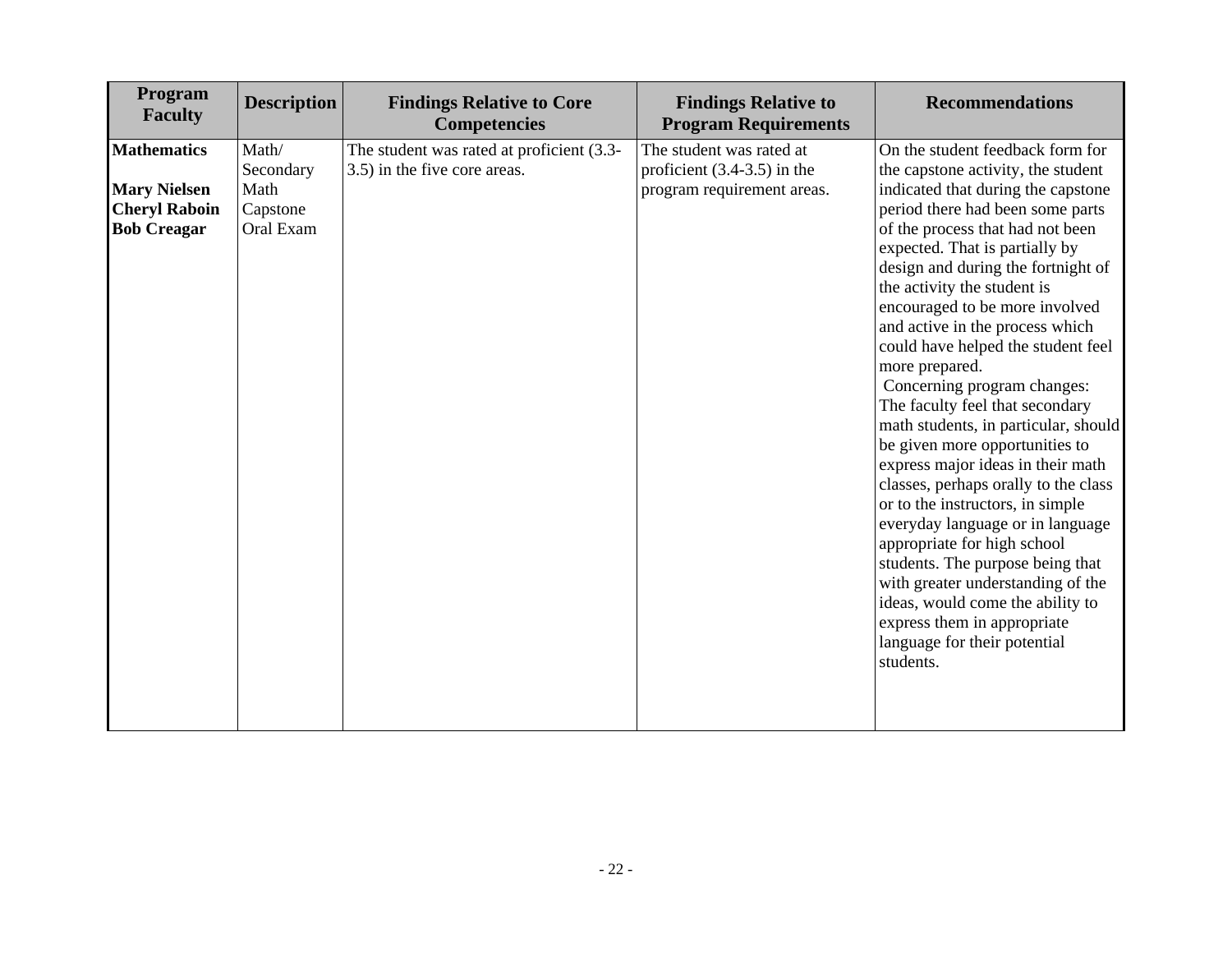| Program Faculty | Description | Findings Relative to Core Competencies | Findings Relative to Program Requirements | Recommendations |
|---|---|---|---|---|
| **Mathematics**<br><br>**Mary Nielsen**<br>**Cheryl Raboin**<br>**Bob Creagar** | Math/ Secondary Math Capstone Oral Exam | The student was rated at proficient (3.3-3.5) in the five core areas. | The student was rated at proficient (3.4-3.5) in the program requirement areas. | On the student feedback form for the capstone activity, the student indicated that during the capstone period there had been some parts of the process that had not been expected. That is partially by design and during the fortnight of the activity the student is encouraged to be more involved and active in the process which could have helped the student feel more prepared.<br>Concerning program changes: The faculty feel that secondary math students, in particular, should be given more opportunities to express major ideas in their math classes, perhaps orally to the class or to the instructors, in simple everyday language or in language appropriate for high school students. The purpose being that with greater understanding of the ideas, would come the ability to express them in appropriate language for their potential students. |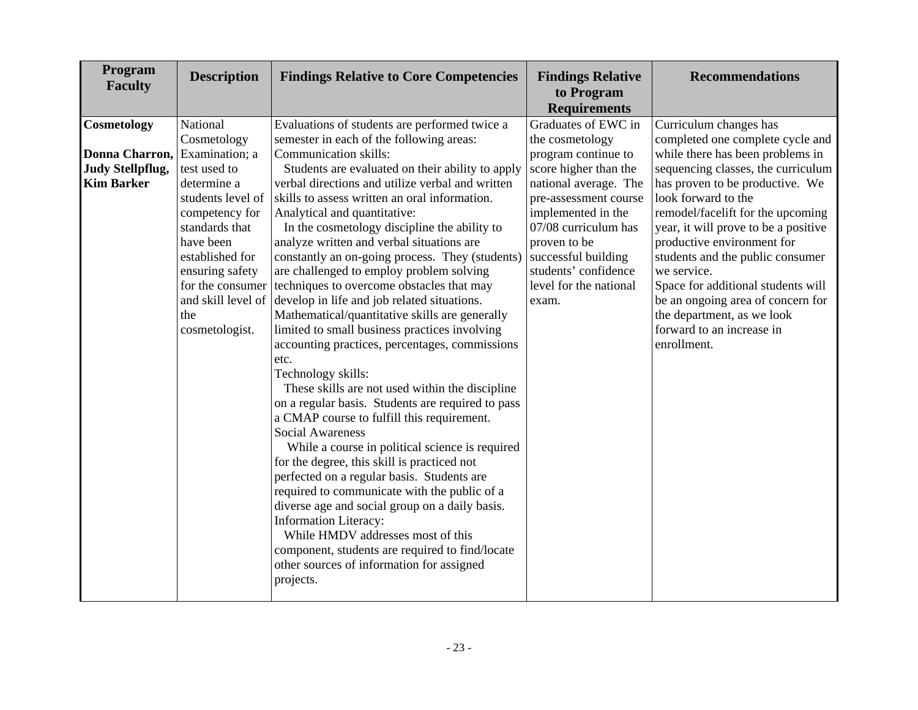| Program Faculty | Description | Findings Relative to Core Competencies | Findings Relative to Program Requirements | Recommendations |
|---|---|---|---|---|
| **Cosmetology**<br><br>**Donna Charron, Judy Stellpflug, Kim Barker** | National Cosmetology Examination; a test used to determine a students level of competency for standards that have been established for ensuring safety for the consumer and skill level of the cosmetologist. | Evaluations of students are performed twice a semester in each of the following areas:<br>Communication skills:<br>Students are evaluated on their ability to apply verbal directions and utilize verbal and written skills to assess written an oral information.<br>Analytical and quantitative:<br>In the cosmetology discipline the ability to analyze written and verbal situations are constantly an on-going process. They (students) are challenged to employ problem solving techniques to overcome obstacles that may develop in life and job related situations. Mathematical/quantitative skills are generally limited to small business practices involving accounting practices, percentages, commissions etc.<br>Technology skills:<br>These skills are not used within the discipline on a regular basis. Students are required to pass a CMAP course to fulfill this requirement.<br>Social Awareness<br>While a course in political science is required for the degree, this skill is practiced not perfected on a regular basis. Students are required to communicate with the public of a diverse age and social group on a daily basis.<br>Information Literacy:<br>While HMDV addresses most of this component, students are required to find/locate other sources of information for assigned projects. | Graduates of EWC in the cosmetology program continue to score higher than the national average. The pre-assessment course implemented in the 07/08 curriculum has proven to be successful building students' confidence level for the national exam. | Curriculum changes has completed one complete cycle and while there has been problems in sequencing classes, the curriculum has proven to be productive. We look forward to the remodel/facelift for the upcoming year, it will prove to be a positive productive environment for students and the public consumer we service.<br>Space for additional students will be an ongoing area of concern for the department, as we look forward to an increase in enrollment. |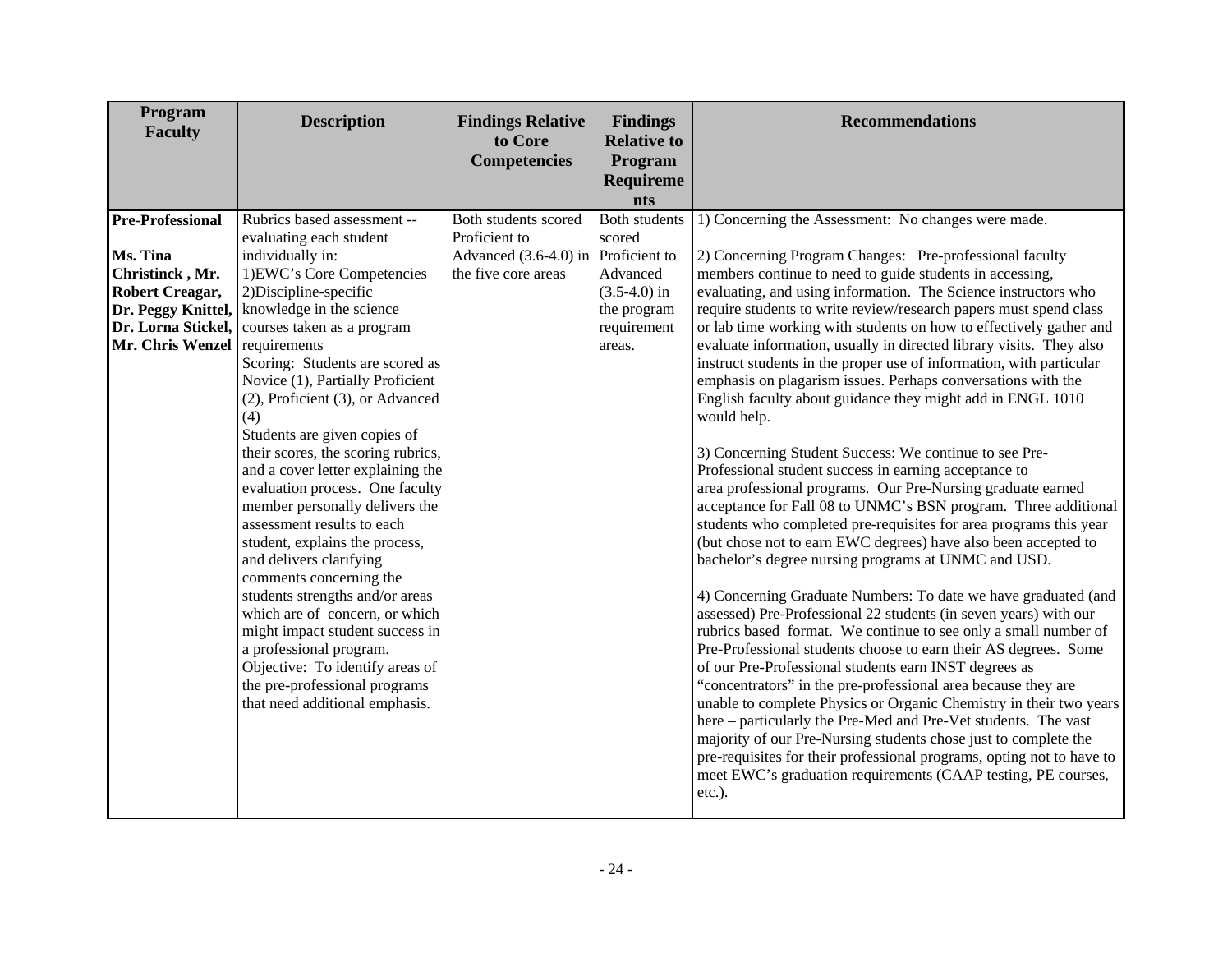| Program Faculty | Description | Findings Relative to Core Competencies | Findings Relative to Program Requirements | Recommendations |
|---|---|---|---|---|
| **Pre-Professional**<br><br>**Ms. Tina Christinck , Mr. Robert Creagar, Dr. Peggy Knittel, Dr. Lorna Stickel, Mr. Chris Wenzel** | Rubrics based assessment -- evaluating each student individually in:<br>1)EWC's Core Competencies<br>2)Discipline-specific knowledge in the science courses taken as a program requirements<br>Scoring: Students are scored as Novice (1), Partially Proficient (2), Proficient (3), or Advanced (4)<br>Students are given copies of their scores, the scoring rubrics, and a cover letter explaining the evaluation process. One faculty member personally delivers the assessment results to each student, explains the process, and delivers clarifying comments concerning the students strengths and/or areas which are of concern, or which might impact student success in a professional program.<br>Objective: To identify areas of the pre-professional programs that need additional emphasis. | Both students scored Proficient to Advanced (3.6-4.0) in the five core areas | Both students scored Proficient to Advanced (3.5-4.0) in the program requirement areas. | 1) Concerning the Assessment: No changes were made.<br><br>2) Concerning Program Changes: Pre-professional faculty members continue to need to guide students in accessing, evaluating, and using information. The Science instructors who require students to write review/research papers must spend class or lab time working with students on how to effectively gather and evaluate information, usually in directed library visits. They also instruct students in the proper use of information, with particular emphasis on plagarism issues. Perhaps conversations with the English faculty about guidance they might add in ENGL 1010 would help.<br><br>3) Concerning Student Success: We continue to see Pre-Professional student success in earning acceptance to area professional programs. Our Pre-Nursing graduate earned acceptance for Fall 08 to UNMC's BSN program. Three additional students who completed pre-requisites for area programs this year (but chose not to earn EWC degrees) have also been accepted to bachelor's degree nursing programs at UNMC and USD.<br><br>4) Concerning Graduate Numbers: To date we have graduated (and assessed) Pre-Professional 22 students (in seven years) with our rubrics based format. We continue to see only a small number of Pre-Professional students choose to earn their AS degrees. Some of our Pre-Professional students earn INST degrees as "concentrators" in the pre-professional area because they are unable to complete Physics or Organic Chemistry in their two years here – particularly the Pre-Med and Pre-Vet students. The vast majority of our Pre-Nursing students chose just to complete the pre-requisites for their professional programs, opting not to have to meet EWC's graduation requirements (CAAP testing, PE courses, etc.). |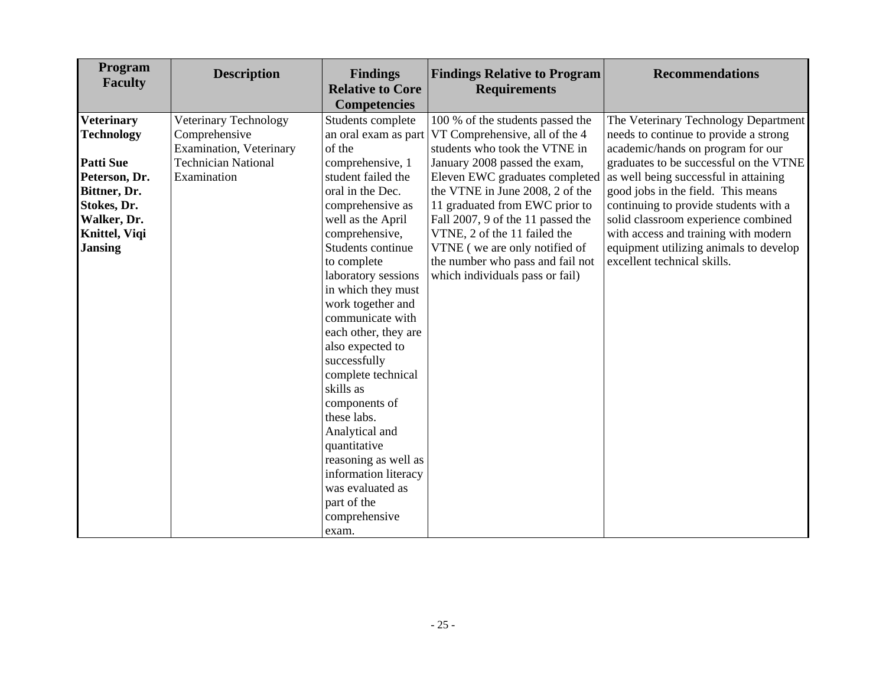| Program Faculty | Description | Findings Relative to Core Competencies | Findings Relative to Program Requirements | Recommendations |
|---|---|---|---|---|
| **Veterinary Technology**<br><br>**Patti Sue Peterson, Dr. Bittner, Dr. Stokes, Dr. Walker, Dr. Knittel, Viqi Jansing** | Veterinary Technology Comprehensive Examination, Veterinary Technician National Examination | Students complete an oral exam as part of the comprehensive, 1 student failed the oral in the Dec. comprehensive as well as the April comprehensive, Students continue to complete laboratory sessions in which they must work together and communicate with each other, they are also expected to successfully complete technical skills as components of these labs. Analytical and quantitative reasoning as well as information literacy was evaluated as part of the comprehensive exam. | 100 % of the students passed the VT Comprehensive, all of the 4 students who took the VTNE in January 2008 passed the exam, Eleven EWC graduates completed the VTNE in June 2008, 2 of the 11 graduated from EWC prior to Fall 2007, 9 of the 11 passed the VTNE, 2 of the 11 failed the VTNE ( we are only notified of the number who pass and fail not which individuals pass or fail) | The Veterinary Technology Department needs to continue to provide a strong academic/hands on program for our graduates to be successful on the VTNE as well being successful in attaining good jobs in the field. This means continuing to provide students with a solid classroom experience combined with access and training with modern equipment utilizing animals to develop excellent technical skills. |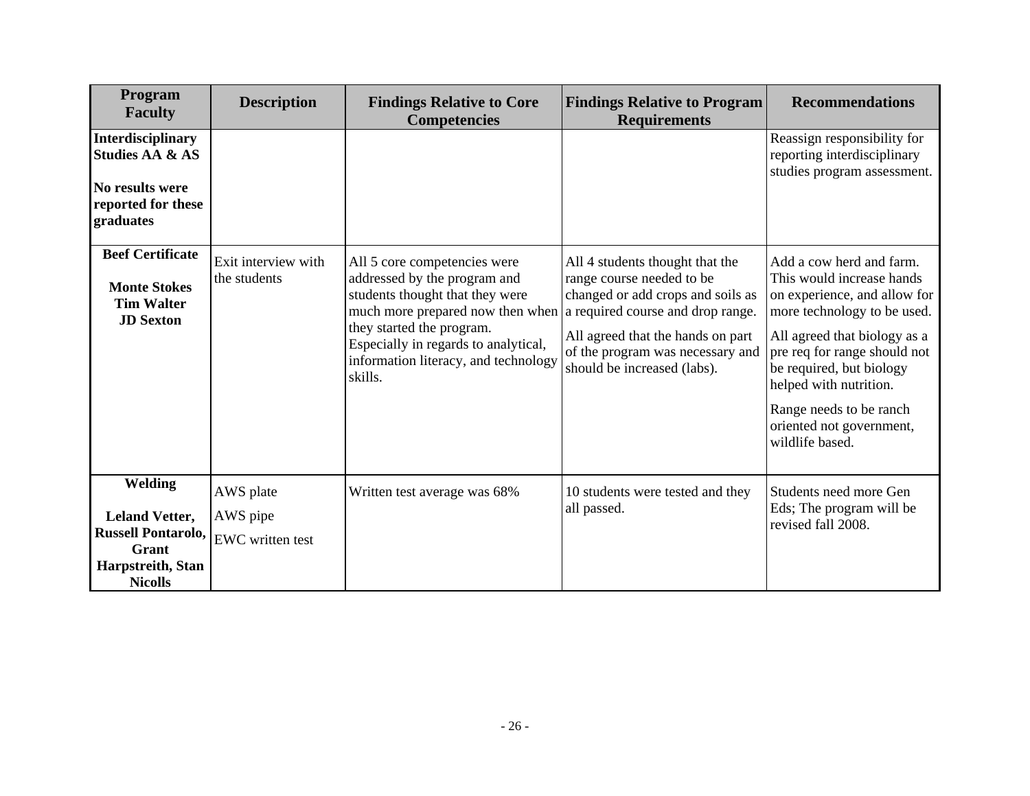| Program Faculty | Description | Findings Relative to Core Competencies | Findings Relative to Program Requirements | Recommendations |
|---|---|---|---|---|
| **Interdisciplinary Studies AA & AS**<br><br>**No results were reported for these graduates** | | | | Reassign responsibility for reporting interdisciplinary studies program assessment. |
| **Beef Certificate**<br><br>**Monte Stokes**<br>**Tim Walter**<br>**JD Sexton** | Exit interview with the students | All 5 core competencies were addressed by the program and students thought that they were much more prepared now then when they started the program. Especially in regards to analytical, information literacy, and technology skills. | All 4 students thought that the range course needed to be changed or add crops and soils as a required course and drop range.<br><br>All agreed that the hands on part of the program was necessary and should be increased (labs). | Add a cow herd and farm. This would increase hands on experience, and allow for more technology to be used.<br><br>All agreed that biology as a pre req for range should not be required, but biology helped with nutrition.<br><br>Range needs to be ranch oriented not government, wildlife based. |
| **Welding**<br><br>**Leland Vetter, Russell Pontarolo, Grant Harpstreith, Stan Nicolls** | AWS plate<br>AWS pipe<br>EWC written test | Written test average was 68% | 10 students were tested and they all passed. | Students need more Gen Eds; The program will be revised fall 2008. |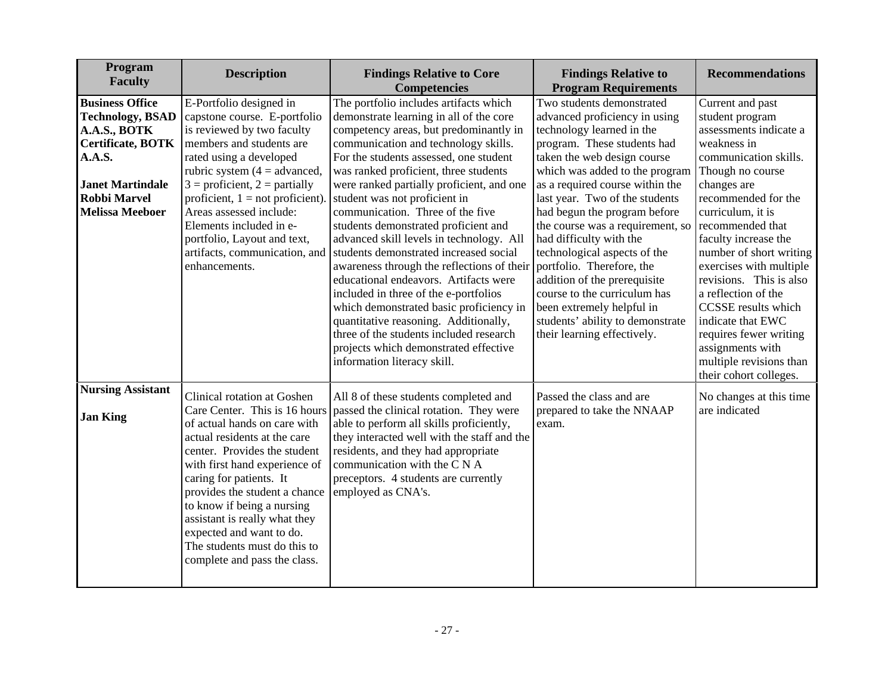| Program Faculty | Description | Findings Relative to Core Competencies | Findings Relative to Program Requirements | Recommendations |
|---|---|---|---|---|
| **Business Office Technology, BSAD A.A.S., BOTK Certificate, BOTK A.A.S.**<br><br>**Janet Martindale**<br>**Robbi Marvel**<br>**Melissa Meeboer** | E-Portfolio designed in capstone course. E-portfolio is reviewed by two faculty members and students are rated using a developed rubric system (4 = advanced, 3 = proficient, 2 = partially proficient, 1 = not proficient). Areas assessed include: Elements included in e-portfolio, Layout and text, artifacts, communication, and enhancements. | The portfolio includes artifacts which demonstrate learning in all of the core competency areas, but predominantly in communication and technology skills. For the students assessed, one student was ranked proficient, three students were ranked partially proficient, and one student was not proficient in communication. Three of the five students demonstrated proficient and advanced skill levels in technology. All students demonstrated increased social awareness through the reflections of their educational endeavors. Artifacts were included in three of the e-portfolios which demonstrated basic proficiency in quantitative reasoning. Additionally, three of the students included research projects which demonstrated effective information literacy skill. | Two students demonstrated advanced proficiency in using technology learned in the program. These students had taken the web design course which was added to the program as a required course within the last year. Two of the students had begun the program before the course was a requirement, so had difficulty with the technological aspects of the portfolio. Therefore, the addition of the prerequisite course to the curriculum has been extremely helpful in students' ability to demonstrate their learning effectively. | Current and past student program assessments indicate a weakness in communication skills. Though no course changes are recommended for the curriculum, it is recommended that faculty increase the number of short writing exercises with multiple revisions. This is also a reflection of the CCSSE results which indicate that EWC requires fewer writing assignments with multiple revisions than their cohort colleges. |
| **Nursing Assistant**<br><br>**Jan King** | Clinical rotation at Goshen Care Center. This is 16 hours of actual hands on care with actual residents at the care center. Provides the student with first hand experience of caring for patients. It provides the student a chance to know if being a nursing assistant is really what they expected and want to do. The students must do this to complete and pass the class. | All 8 of these students completed and passed the clinical rotation. They were able to perform all skills proficiently, they interacted well with the staff and the residents, and they had appropriate communication with the C N A preceptors. 4 students are currently employed as CNA's. | Passed the class and are prepared to take the NNAAP exam. | No changes at this time are indicated |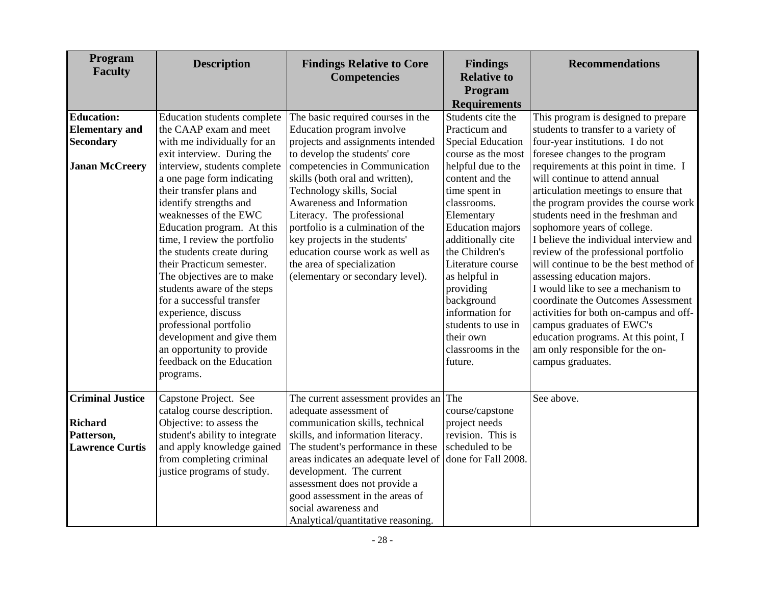| Program Faculty | Description | Findings Relative to Core Competencies | Findings Relative to Program Requirements | Recommendations |
|---|---|---|---|---|
| **Education: Elementary and Secondary**<br><br>**Janan McCreery** | Education students complete the CAAP exam and meet with me individually for an exit interview. During the interview, students complete a one page form indicating their transfer plans and identify strengths and weaknesses of the EWC Education program. At this time, I review the portfolio the students create during their Practicum semester. The objectives are to make students aware of the steps for a successful transfer experience, discuss professional portfolio development and give them an opportunity to provide feedback on the Education programs. | The basic required courses in the Education program involve projects and assignments intended to develop the students' core competencies in Communication skills (both oral and written), Technology skills, Social Awareness and Information Literacy. The professional portfolio is a culmination of the key projects in the students' education course work as well as the area of specialization (elementary or secondary level). | Students cite the Practicum and Special Education course as the most helpful due to the content and the time spent in classrooms. Elementary Education majors additionally cite the Children's Literature course as helpful in providing background information for students to use in their own classrooms in the future. | This program is designed to prepare students to transfer to a variety of four-year institutions. I do not foresee changes to the program requirements at this point in time. I will continue to attend annual articulation meetings to ensure that the program provides the course work students need in the freshman and sophomore years of college.<br>I believe the individual interview and review of the professional portfolio will continue to be the best method of assessing education majors.<br>I would like to see a mechanism to coordinate the Outcomes Assessment activities for both on-campus and off-campus graduates of EWC's education programs. At this point, I am only responsible for the on-campus graduates. |
| **Criminal Justice**<br><br>**Richard Patterson, Lawrence Curtis** | Capstone Project. See catalog course description. Objective: to assess the student's ability to integrate and apply knowledge gained from completing criminal justice programs of study. | The current assessment provides an adequate assessment of communication skills, technical skills, and information literacy. The student's performance in these areas indicates an adequate level of development. The current assessment does not provide a good assessment in the areas of social awareness and Analytical/quantitative reasoning. | The course/capstone project needs revision. This is scheduled to be done for Fall 2008. | See above. |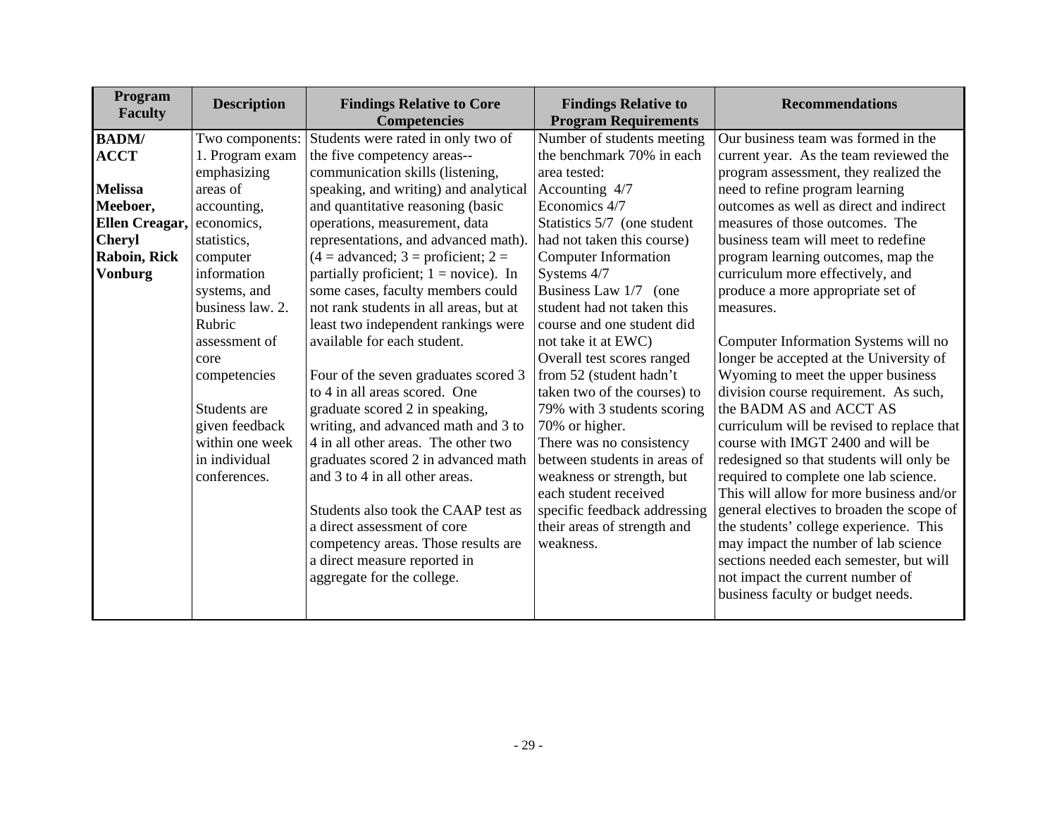| Program Faculty | Description | Findings Relative to Core Competencies | Findings Relative to Program Requirements | Recommendations |
|---|---|---|---|---|
| **BADM/ ACCT**<br><br>**Melissa Meeboer, Ellen Creagar, Cheryl Raboin, Rick Vonburg** | Two components: 1. Program exam emphasizing areas of accounting, economics, statistics, computer information systems, and business law. 2. Rubric assessment of core competencies<br><br>Students are given feedback within one week in individual conferences. | Students were rated in only two of the five competency areas--communication skills (listening, speaking, and writing) and analytical and quantitative reasoning (basic operations, measurement, data representations, and advanced math). (4 = advanced; 3 = proficient; 2 = partially proficient; 1 = novice). In some cases, faculty members could not rank students in all areas, but at least two independent rankings were available for each student.<br><br>Four of the seven graduates scored 3 to 4 in all areas scored. One graduate scored 2 in speaking, writing, and advanced math and 3 to 4 in all other areas. The other two graduates scored 2 in advanced math and 3 to 4 in all other areas.<br><br>Students also took the CAAP test as a direct assessment of core competency areas. Those results are a direct measure reported in aggregate for the college. | Number of students meeting the benchmark 70% in each area tested:<br>Accounting 4/7<br>Economics 4/7<br>Statistics 5/7 (one student had not taken this course)<br>Computer Information Systems 4/7<br>Business Law 1/7 (one student had not taken this course and one student did not take it at EWC)<br>Overall test scores ranged from 52 (student hadn't taken two of the courses) to 79% with 3 students scoring 70% or higher.<br>There was no consistency between students in areas of weakness or strength, but each student received specific feedback addressing their areas of strength and weakness. | Our business team was formed in the current year. As the team reviewed the program assessment, they realized the need to refine program learning outcomes as well as direct and indirect measures of those outcomes. The business team will meet to redefine program learning outcomes, map the curriculum more effectively, and produce a more appropriate set of measures.<br><br>Computer Information Systems will no longer be accepted at the University of Wyoming to meet the upper business division course requirement. As such, the BADM AS and ACCT AS curriculum will be revised to replace that course with IMGT 2400 and will be redesigned so that students will only be required to complete one lab science. This will allow for more business and/or general electives to broaden the scope of the students' college experience. This may impact the number of lab science sections needed each semester, but will not impact the current number of business faculty or budget needs. |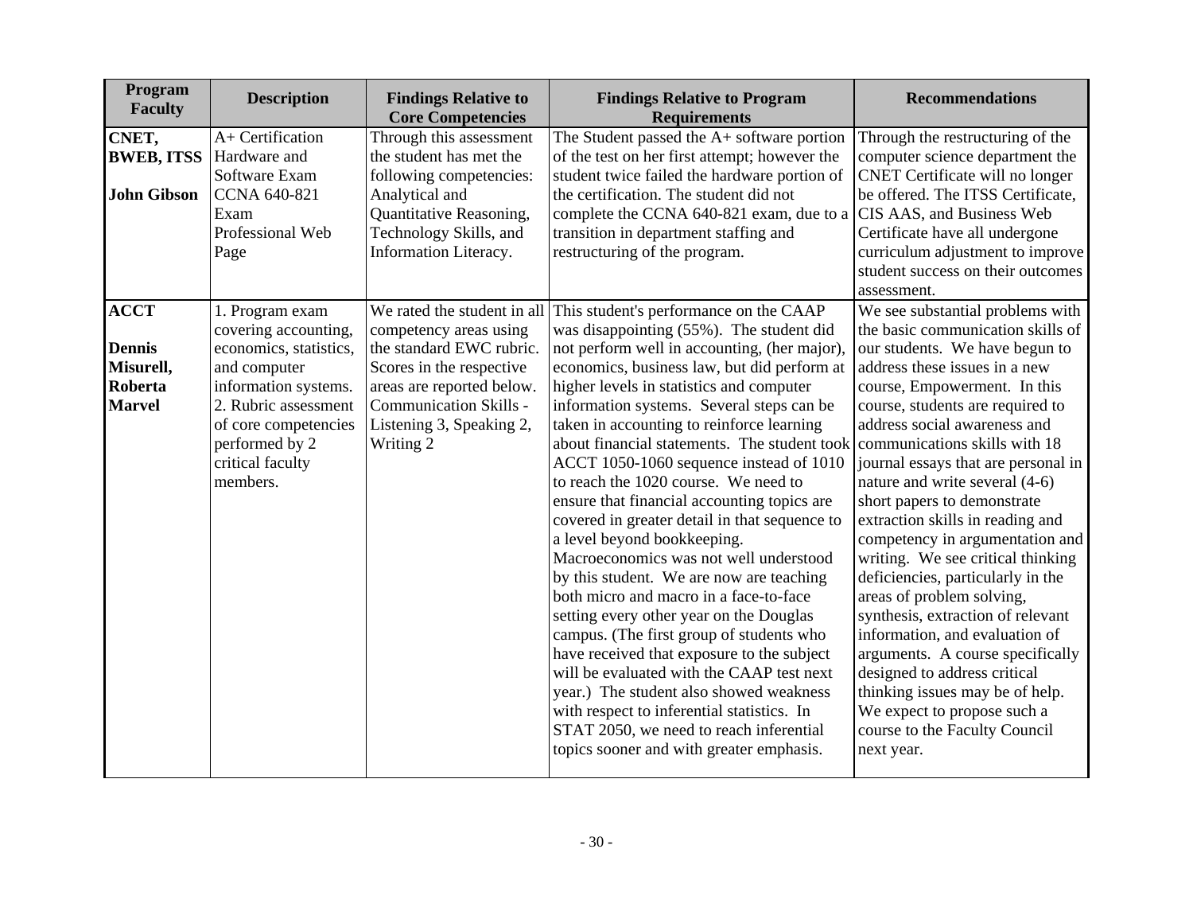| Program Faculty | Description | Findings Relative to Core Competencies | Findings Relative to Program Requirements | Recommendations |
|---|---|---|---|---|
| **CNET, BWEB, ITSS**<br><br>**John Gibson** | A+ Certification Hardware and Software Exam<br>CCNA 640-821 Exam<br>Professional Web Page | Through this assessment the student has met the following competencies: Analytical and Quantitative Reasoning, Technology Skills, and Information Literacy. | The Student passed the A+ software portion of the test on her first attempt; however the student twice failed the hardware portion of the certification. The student did not complete the CCNA 640-821 exam, due to a transition in department staffing and restructuring of the program. | Through the restructuring of the computer science department the CNET Certificate will no longer be offered. The ITSS Certificate, CIS AAS, and Business Web Certificate have all undergone curriculum adjustment to improve student success on their outcomes assessment. |
| **ACCT**<br><br>**Dennis Misurell, Roberta Marvel** | 1. Program exam covering accounting, economics, statistics, and computer information systems.<br>2. Rubric assessment of core competencies performed by 2 critical faculty members. | We rated the student in all competency areas using the standard EWC rubric. Scores in the respective areas are reported below. Communication Skills - Listening 3, Speaking 2, Writing 2 | This student's performance on the CAAP was disappointing (55%). The student did not perform well in accounting, (her major), economics, business law, but did perform at higher levels in statistics and computer information systems. Several steps can be taken in accounting to reinforce learning about financial statements. The student took ACCT 1050-1060 sequence instead of 1010 to reach the 1020 course. We need to ensure that financial accounting topics are covered in greater detail in that sequence to a level beyond bookkeeping. Macroeconomics was not well understood by this student. We are now are teaching both micro and macro in a face-to-face setting every other year on the Douglas campus. (The first group of students who have received that exposure to the subject will be evaluated with the CAAP test next year.) The student also showed weakness with respect to inferential statistics. In STAT 2050, we need to reach inferential topics sooner and with greater emphasis. | We see substantial problems with the basic communication skills of our students. We have begun to address these issues in a new course, Empowerment. In this course, students are required to address social awareness and communications skills with 18 journal essays that are personal in nature and write several (4-6) short papers to demonstrate extraction skills in reading and competency in argumentation and writing. We see critical thinking deficiencies, particularly in the areas of problem solving, synthesis, extraction of relevant information, and evaluation of arguments. A course specifically designed to address critical thinking issues may be of help. We expect to propose such a course to the Faculty Council next year. |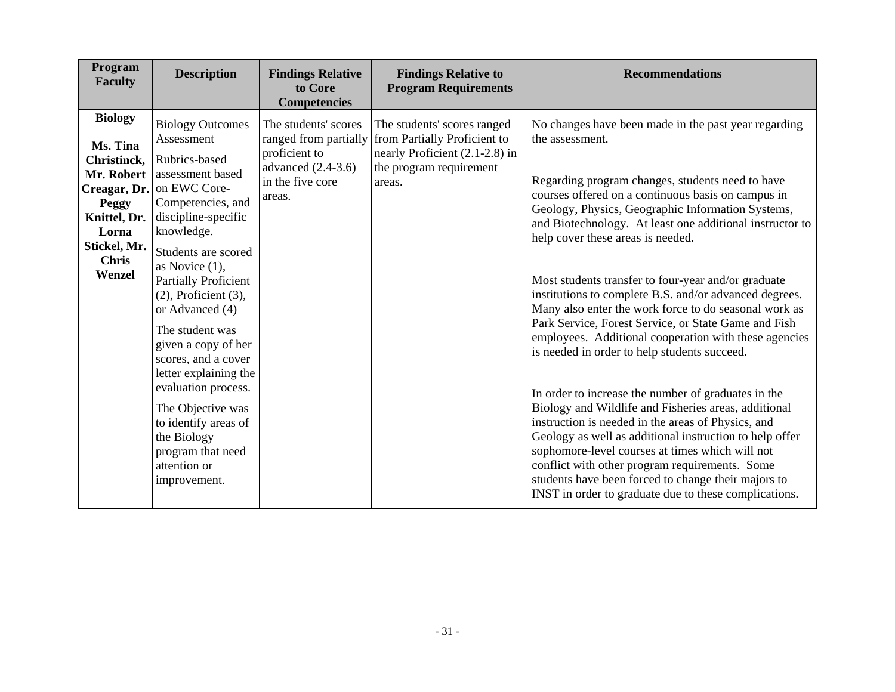| Program Faculty | Description | Findings Relative to Core Competencies | Findings Relative to Program Requirements | Recommendations |
|---|---|---|---|---|
| **Biology**<br><br>**Ms. Tina Christinck, Mr. Robert Creagar, Dr. Peggy Knittel, Dr. Lorna Stickel, Mr. Chris Wenzel** | Biology Outcomes Assessment<br><br>Rubrics-based assessment based on EWC Core-Competencies, and discipline-specific knowledge.<br><br>Students are scored as Novice (1), Partially Proficient (2), Proficient (3), or Advanced (4)<br><br>The student was given a copy of her scores, and a cover letter explaining the evaluation process.<br><br>The Objective was to identify areas of the Biology program that need attention or improvement. | The students' scores ranged from partially proficient to advanced (2.4-3.6) in the five core areas. | The students' scores ranged from Partially Proficient to nearly Proficient (2.1-2.8) in the program requirement areas. | No changes have been made in the past year regarding the assessment.<br><br>Regarding program changes, students need to have courses offered on a continuous basis on campus in Geology, Physics, Geographic Information Systems, and Biotechnology. At least one additional instructor to help cover these areas is needed.<br><br>Most students transfer to four-year and/or graduate institutions to complete B.S. and/or advanced degrees. Many also enter the work force to do seasonal work as Park Service, Forest Service, or State Game and Fish employees. Additional cooperation with these agencies is needed in order to help students succeed.<br><br>In order to increase the number of graduates in the Biology and Wildlife and Fisheries areas, additional instruction is needed in the areas of Physics, and Geology as well as additional instruction to help offer sophomore-level courses at times which will not conflict with other program requirements. Some students have been forced to change their majors to INST in order to graduate due to these complications. |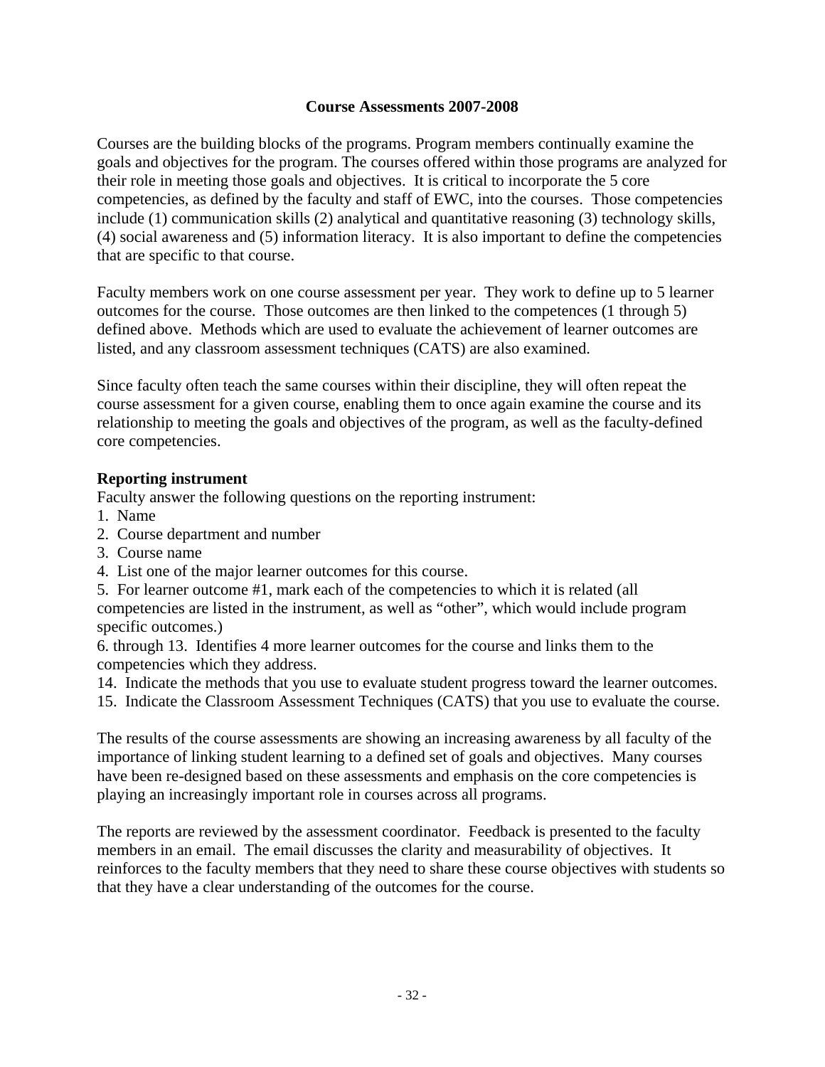## Course Assessments 2007-2008

Courses are the building blocks of the programs. Program members continually examine the goals and objectives for the program. The courses offered within those programs are analyzed for their role in meeting those goals and objectives. It is critical to incorporate the 5 core competencies, as defined by the faculty and staff of EWC, into the courses. Those competencies include (1) communication skills (2) analytical and quantitative reasoning (3) technology skills, (4) social awareness and (5) information literacy. It is also important to define the competencies that are specific to that course.

Faculty members work on one course assessment per year. They work to define up to 5 learner outcomes for the course. Those outcomes are then linked to the competences (1 through 5) defined above. Methods which are used to evaluate the achievement of learner outcomes are listed, and any classroom assessment techniques (CATS) are also examined.

Since faculty often teach the same courses within their discipline, they will often repeat the course assessment for a given course, enabling them to once again examine the course and its relationship to meeting the goals and objectives of the program, as well as the faculty-defined core competencies.

**Reporting instrument**

Faculty answer the following questions on the reporting instrument:

1. Name
2. Course department and number
3. Course name
4. List one of the major learner outcomes for this course.
5. For learner outcome #1, mark each of the competencies to which it is related (all competencies are listed in the instrument, as well as "other", which would include program specific outcomes.)

6. through 13. Identifies 4 more learner outcomes for the course and links them to the competencies which they address.

14. Indicate the methods that you use to evaluate student progress toward the learner outcomes.
15. Indicate the Classroom Assessment Techniques (CATS) that you use to evaluate the course.

The results of the course assessments are showing an increasing awareness by all faculty of the importance of linking student learning to a defined set of goals and objectives. Many courses have been re-designed based on these assessments and emphasis on the core competencies is playing an increasingly important role in courses across all programs.

The reports are reviewed by the assessment coordinator. Feedback is presented to the faculty members in an email. The email discusses the clarity and measurability of objectives. It reinforces to the faculty members that they need to share these course objectives with students so that they have a clear understanding of the outcomes for the course.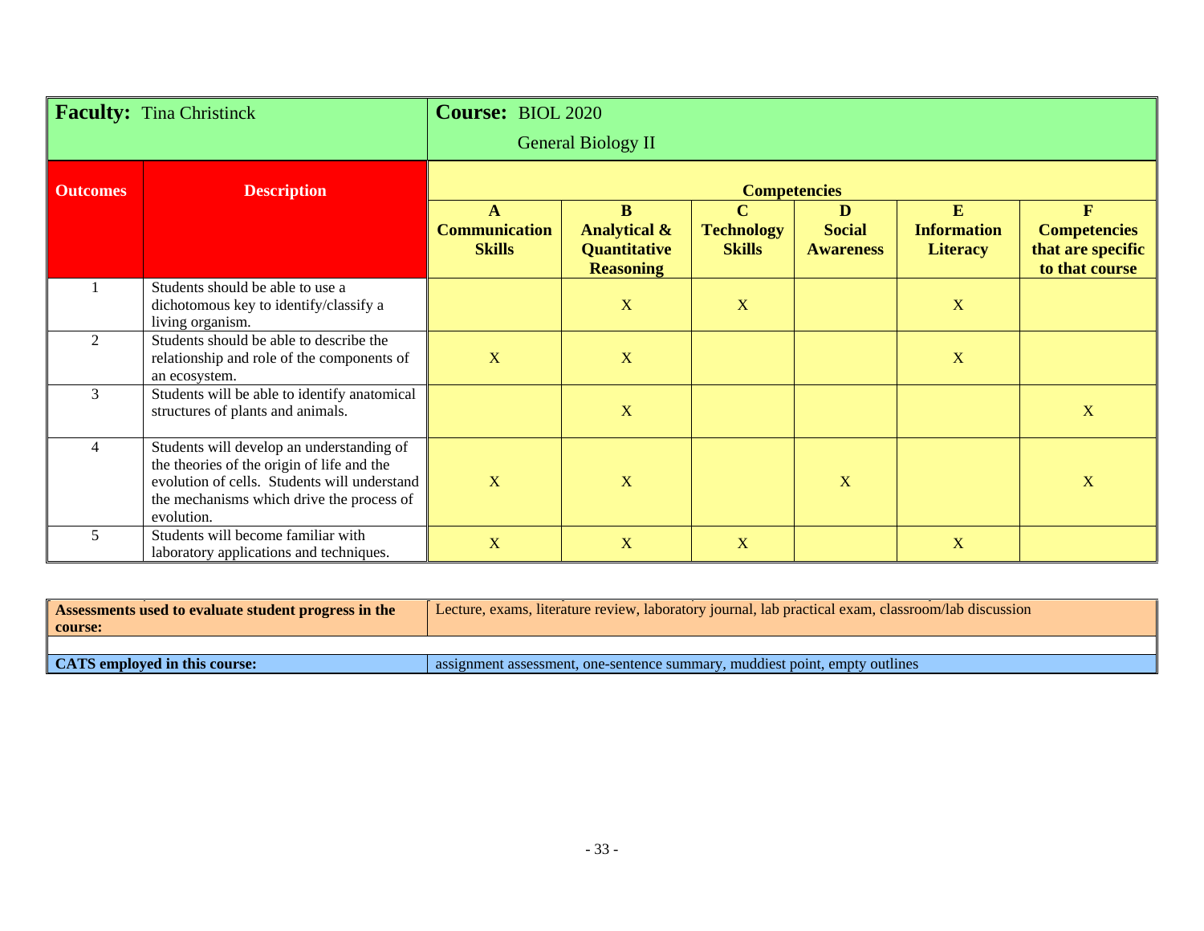| **Faculty:** Tina Christinck | | **Course:** BIOL 2020 General Biology II | | | | | |
|---|---|---|---|---|---|---|---|
| **Outcomes** | **Description** | **Competencies** | | | | | |
| | | **A Communication Skills** | **B Analytical & Quantitative Reasoning** | **C Technology Skills** | **D Social Awareness** | **E Information Literacy** | **F Competencies that are specific to that course** |
| 1 | Students should be able to use a dichotomous key to identify/classify a living organism. | | X | X | | X | |
| 2 | Students should be able to describe the relationship and role of the components of an ecosystem. | X | X | | | X | |
| 3 | Students will be able to identify anatomical structures of plants and animals. | | X | | | | X |
| 4 | Students will develop an understanding of the theories of the origin of life and the evolution of cells. Students will understand the mechanisms which drive the process of evolution. | X | X | | X | | X |
| 5 | Students will become familiar with laboratory applications and techniques. | X | X | X | | X | |

| **Assessments used to evaluate student progress in the course:** | Lecture, exams, literature review, laboratory journal, lab practical exam, classroom/lab discussion |
|---|---|
| **CATS employed in this course:** | assignment assessment, one-sentence summary, muddiest point, empty outlines |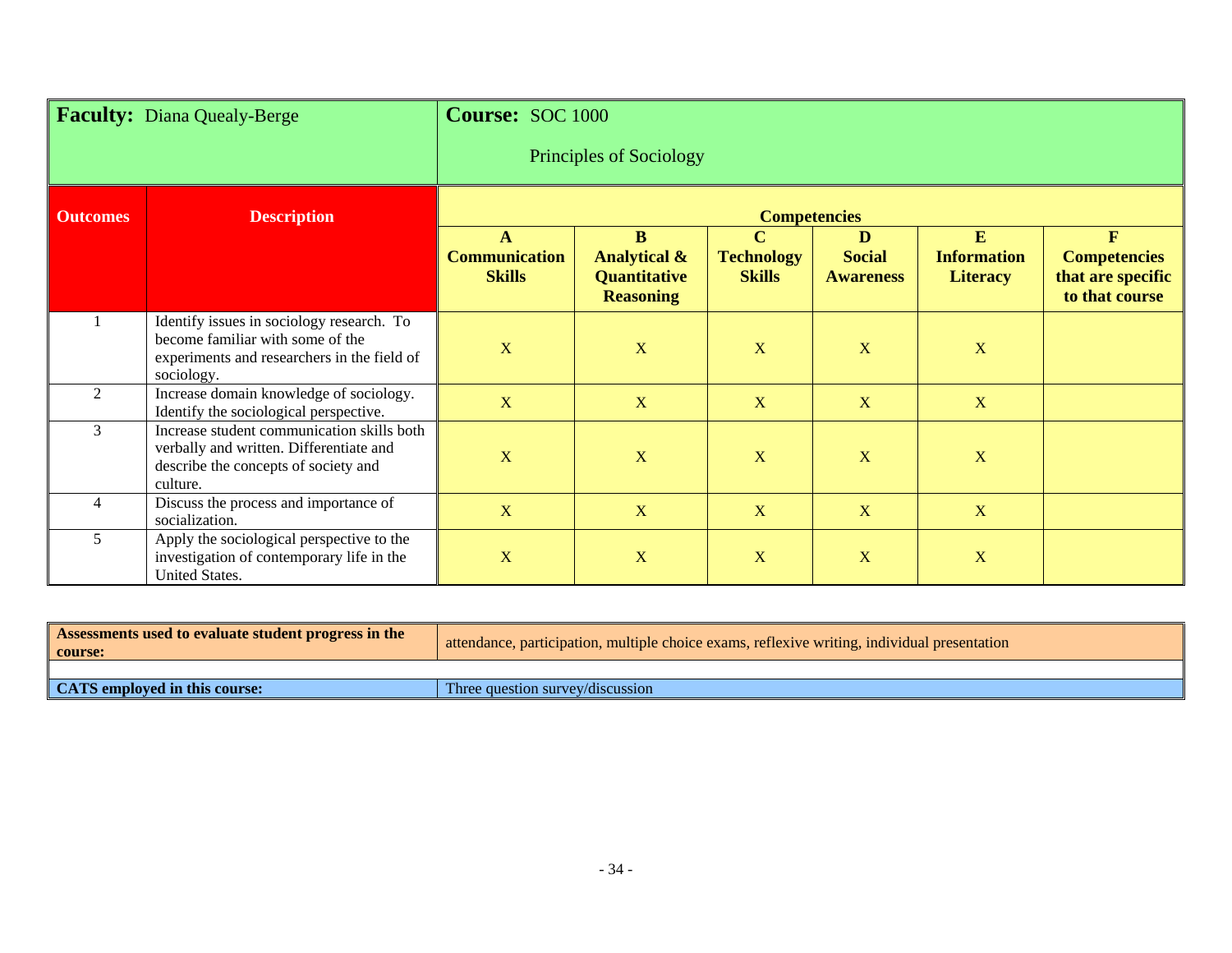| **Faculty:** Diana Quealy-Berge | | **Course:** SOC 1000 Principles of Sociology | | | | | |
|---|---|---|---|---|---|---|---|
| **Outcomes** | **Description** | **Competencies** | | | | | |
| | | **A Communication Skills** | **B Analytical & Quantitative Reasoning** | **C Technology Skills** | **D Social Awareness** | **E Information Literacy** | **F Competencies that are specific to that course** |
| 1 | Identify issues in sociology research. To become familiar with some of the experiments and researchers in the field of sociology. | X | X | X | X | X | |
| 2 | Increase domain knowledge of sociology. Identify the sociological perspective. | X | X | X | X | X | |
| 3 | Increase student communication skills both verbally and written. Differentiate and describe the concepts of society and culture. | X | X | X | X | X | |
| 4 | Discuss the process and importance of socialization. | X | X | X | X | X | |
| 5 | Apply the sociological perspective to the investigation of contemporary life in the United States. | X | X | X | X | X | |

| **Assessments used to evaluate student progress in the course:** | attendance, participation, multiple choice exams, reflexive writing, individual presentation |
|---|---|
| | |
| **CATS employed in this course:** | Three question survey/discussion |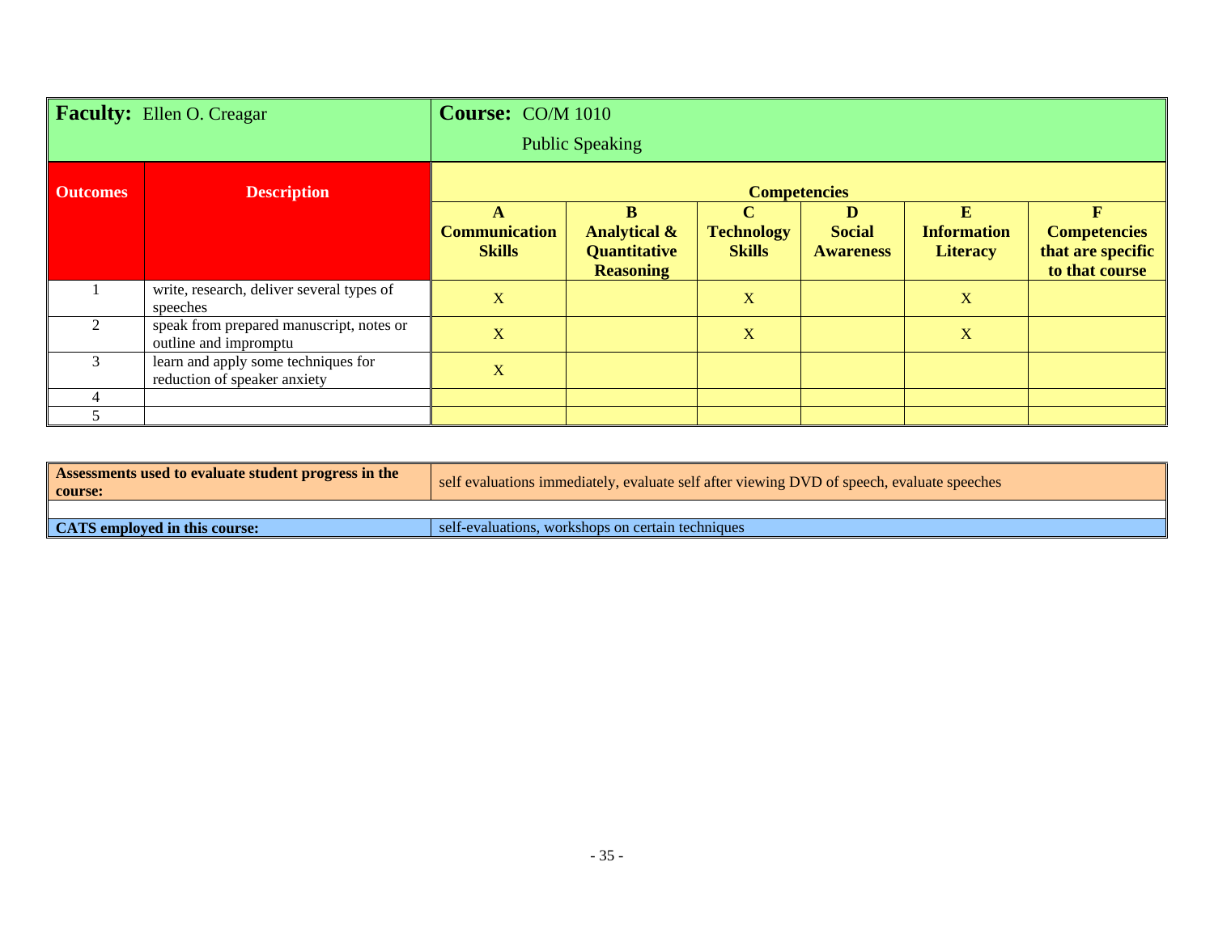**Faculty:** Ellen O. Creagar

**Course:** CO/M 1010 Public Speaking

| Outcomes | Description | A Communication Skills | B Analytical & Quantitative Reasoning | C Technology Skills | D Social Awareness | E Information Literacy | F Competencies that are specific to that course |
|---|---|---|---|---|---|---|---|
| 1 | write, research, deliver several types of speeches | X | | X | | X | |
| 2 | speak from prepared manuscript, notes or outline and impromptu | X | | X | | X | |
| 3 | learn and apply some techniques for reduction of speaker anxiety | X | | | | | |
| 4 | | | | | | | |
| 5 | | | | | | | |

| | |
|---|---|
| **Assessments used to evaluate student progress in the course:** | self evaluations immediately, evaluate self after viewing DVD of speech, evaluate speeches |
| **CATS employed in this course:** | self-evaluations, workshops on certain techniques |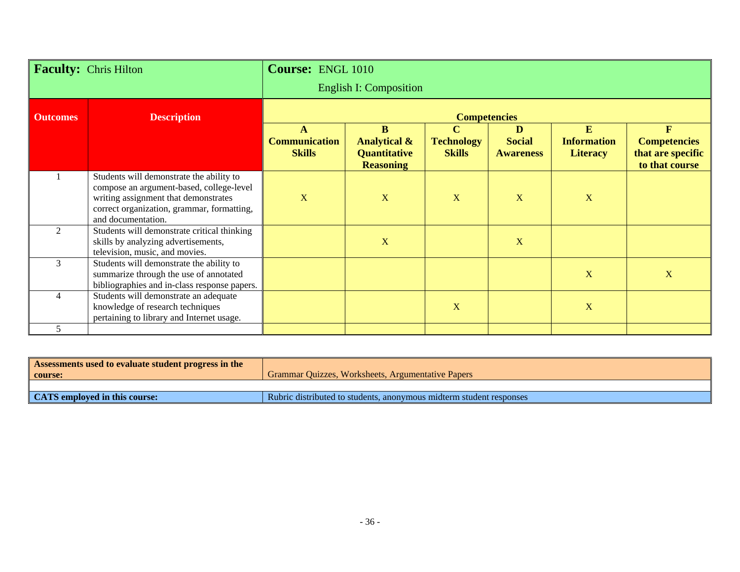| **Faculty:** Chris Hilton | | **Course:** ENGL 1010 English I: Composition | | | | | |
|---|---|---|---|---|---|---|---|
| **Outcomes** | **Description** | **Competencies** | | | | | |
| | | **A Communication Skills** | **B Analytical & Quantitative Reasoning** | **C Technology Skills** | **D Social Awareness** | **E Information Literacy** | **F Competencies that are specific to that course** |
| 1 | Students will demonstrate the ability to compose an argument-based, college-level writing assignment that demonstrates correct organization, grammar, formatting, and documentation. | X | X | X | X | X | |
| 2 | Students will demonstrate critical thinking skills by analyzing advertisements, television, music, and movies. | | X | | X | | |
| 3 | Students will demonstrate the ability to summarize through the use of annotated bibliographies and in-class response papers. | | | | | X | X |
| 4 | Students will demonstrate an adequate knowledge of research techniques pertaining to library and Internet usage. | | | X | | X | |
| 5 | | | | | | | |

| | |
|---|---|
| **Assessments used to evaluate student progress in the course:** | Grammar Quizzes, Worksheets, Argumentative Papers |
| | |
| **CATS employed in this course:** | Rubric distributed to students, anonymous midterm student responses |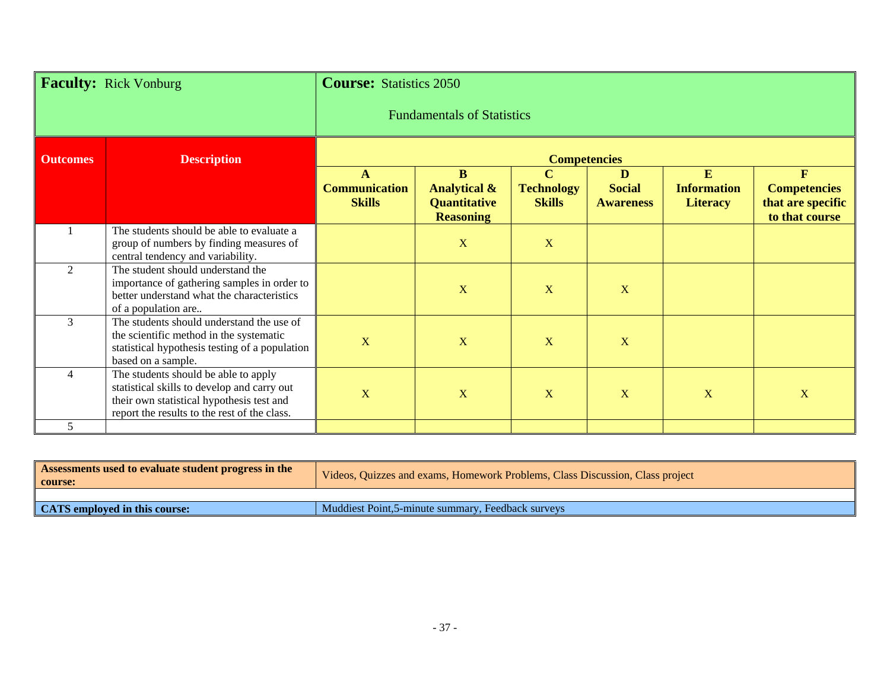| **Faculty:** Rick Vonburg | | **Course:** Statistics 2050<br>Fundamentals of Statistics | | | | | |
|---|---|---|---|---|---|---|---|
| **Outcomes** | **Description** | **Competencies** | | | | | |
| | | **A**<br>**Communication Skills** | **B**<br>**Analytical & Quantitative Reasoning** | **C**<br>**Technology Skills** | **D**<br>**Social Awareness** | **E**<br>**Information Literacy** | **F**<br>**Competencies that are specific to that course** |
| 1 | The students should be able to evaluate a group of numbers by finding measures of central tendency and variability. | | X | X | | | |
| 2 | The student should understand the importance of gathering samples in order to better understand what the characteristics of a population are.. | | X | X | X | | |
| 3 | The students should understand the use of the scientific method in the systematic statistical hypothesis testing of a population based on a sample. | X | X | X | X | | |
| 4 | The students should be able to apply statistical skills to develop and carry out their own statistical hypothesis test and report the results to the rest of the class. | X | X | X | X | X | X |
| 5 | | | | | | | |

| **Assessments used to evaluate student progress in the course:** | Videos, Quizzes and exams, Homework Problems, Class Discussion, Class project |
|---|---|
| **CATS employed in this course:** | Muddiest Point,5-minute summary, Feedback surveys |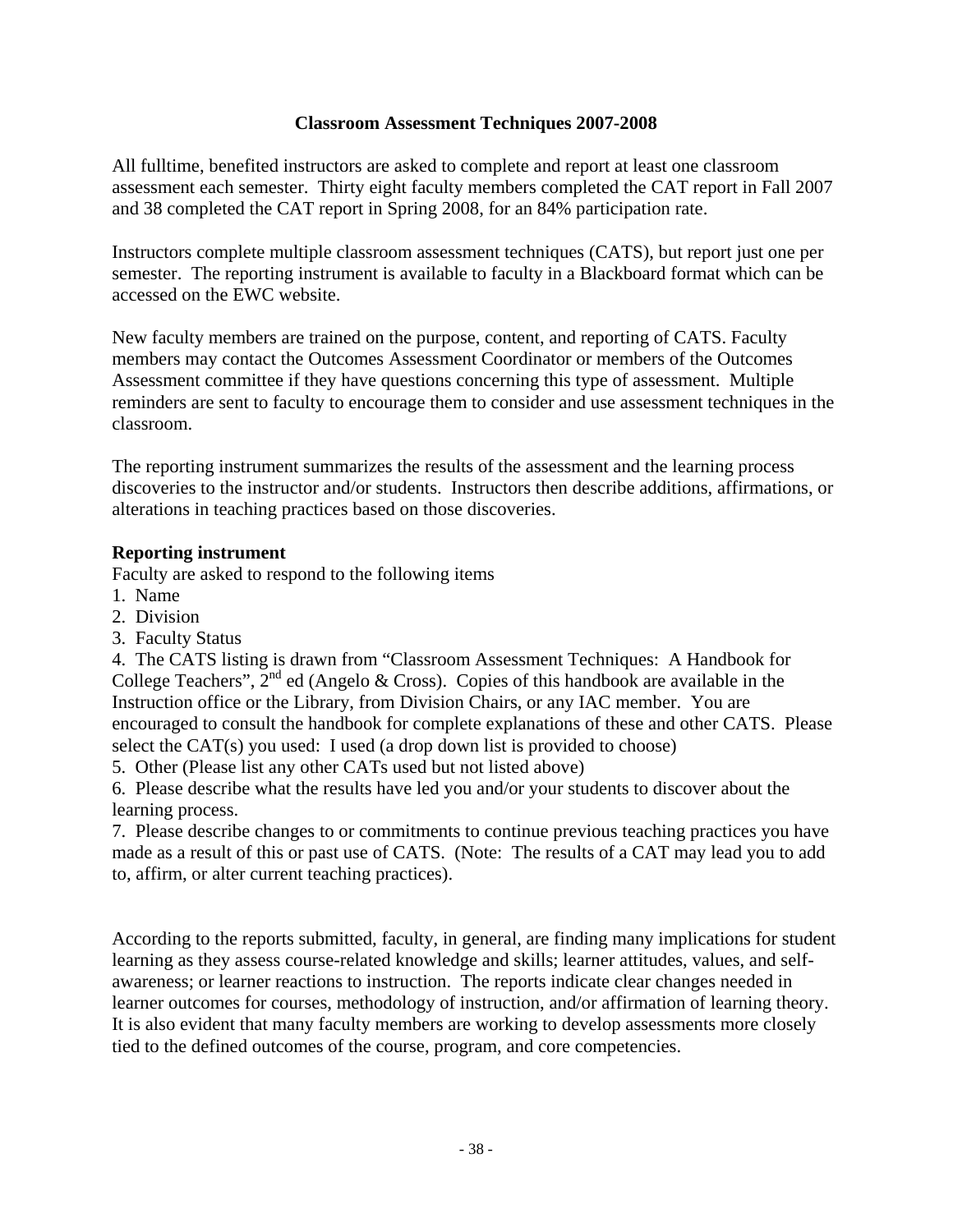## Classroom Assessment Techniques 2007-2008

All fulltime, benefited instructors are asked to complete and report at least one classroom assessment each semester. Thirty eight faculty members completed the CAT report in Fall 2007 and 38 completed the CAT report in Spring 2008, for an 84% participation rate.

Instructors complete multiple classroom assessment techniques (CATS), but report just one per semester. The reporting instrument is available to faculty in a Blackboard format which can be accessed on the EWC website.

New faculty members are trained on the purpose, content, and reporting of CATS. Faculty members may contact the Outcomes Assessment Coordinator or members of the Outcomes Assessment committee if they have questions concerning this type of assessment. Multiple reminders are sent to faculty to encourage them to consider and use assessment techniques in the classroom.

The reporting instrument summarizes the results of the assessment and the learning process discoveries to the instructor and/or students. Instructors then describe additions, affirmations, or alterations in teaching practices based on those discoveries.

**Reporting instrument**

Faculty are asked to respond to the following items

1. Name
2. Division
3. Faculty Status
4. The CATS listing is drawn from "Classroom Assessment Techniques: A Handbook for College Teachers", 2nd ed (Angelo & Cross). Copies of this handbook are available in the Instruction office or the Library, from Division Chairs, or any IAC member. You are encouraged to consult the handbook for complete explanations of these and other CATS. Please select the CAT(s) you used: I used (a drop down list is provided to choose)
5. Other (Please list any other CATs used but not listed above)
6. Please describe what the results have led you and/or your students to discover about the learning process.
7. Please describe changes to or commitments to continue previous teaching practices you have made as a result of this or past use of CATS. (Note: The results of a CAT may lead you to add to, affirm, or alter current teaching practices).

According to the reports submitted, faculty, in general, are finding many implications for student learning as they assess course-related knowledge and skills; learner attitudes, values, and self-awareness; or learner reactions to instruction. The reports indicate clear changes needed in learner outcomes for courses, methodology of instruction, and/or affirmation of learning theory. It is also evident that many faculty members are working to develop assessments more closely tied to the defined outcomes of the course, program, and core competencies.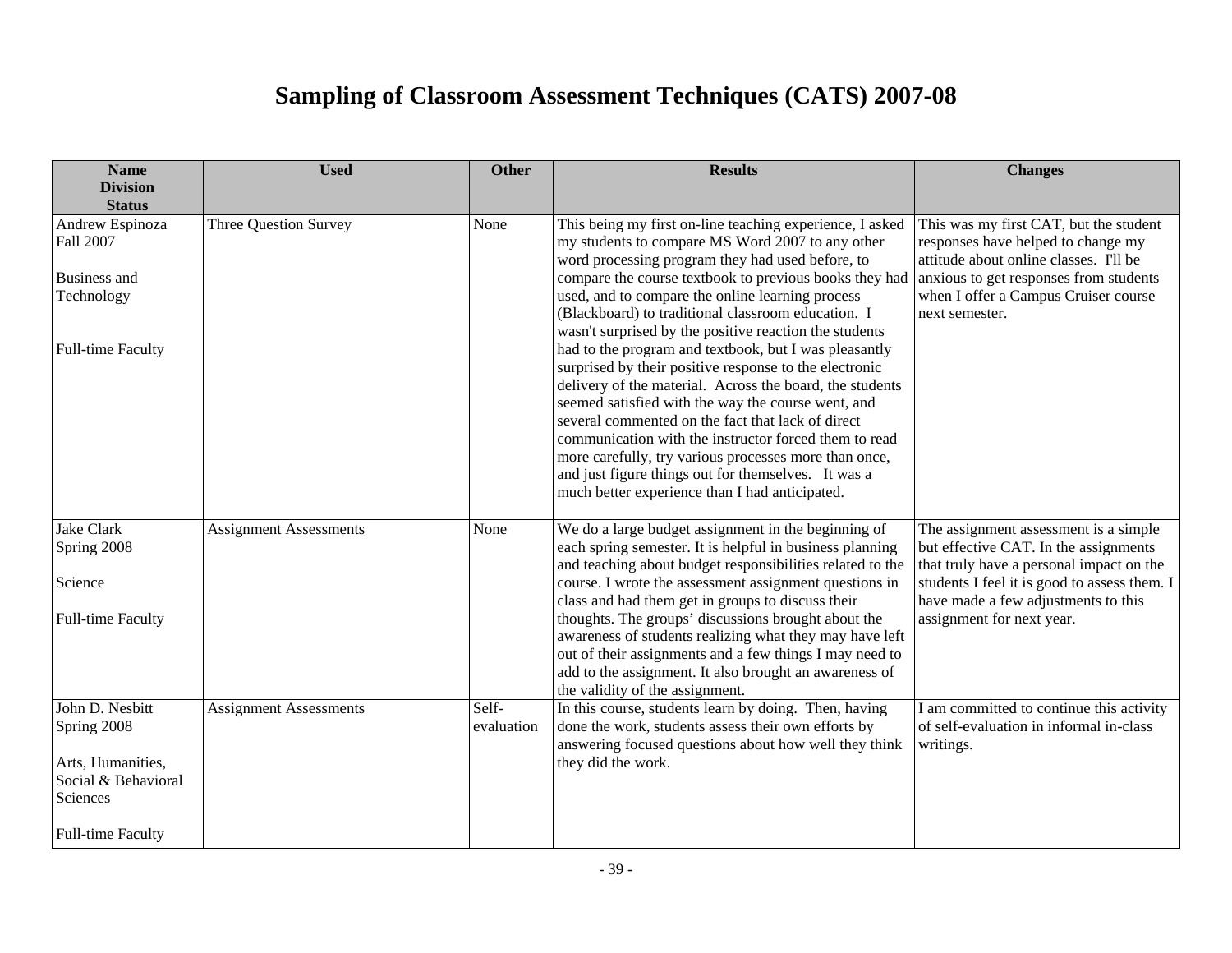# Sampling of Classroom Assessment Techniques (CATS) 2007-08

| Name<br>Division<br>Status | Used | Other | Results | Changes |
|---|---|---|---|---|
| Andrew Espinoza<br>Fall 2007<br><br>Business and Technology<br><br>Full-time Faculty | Three Question Survey | None | This being my first on-line teaching experience, I asked my students to compare MS Word 2007 to any other word processing program they had used before, to compare the course textbook to previous books they had used, and to compare the online learning process (Blackboard) to traditional classroom education. I wasn't surprised by the positive reaction the students had to the program and textbook, but I was pleasantly surprised by their positive response to the electronic delivery of the material. Across the board, the students seemed satisfied with the way the course went, and several commented on the fact that lack of direct communication with the instructor forced them to read more carefully, try various processes more than once, and just figure things out for themselves. It was a much better experience than I had anticipated. | This was my first CAT, but the student responses have helped to change my attitude about online classes. I'll be anxious to get responses from students when I offer a Campus Cruiser course next semester. |
| Jake Clark<br>Spring 2008<br><br>Science<br><br>Full-time Faculty | Assignment Assessments | None | We do a large budget assignment in the beginning of each spring semester. It is helpful in business planning and teaching about budget responsibilities related to the course. I wrote the assessment assignment questions in class and had them get in groups to discuss their thoughts. The groups' discussions brought about the awareness of students realizing what they may have left out of their assignments and a few things I may need to add to the assignment. It also brought an awareness of the validity of the assignment. | The assignment assessment is a simple but effective CAT. In the assignments that truly have a personal impact on the students I feel it is good to assess them. I have made a few adjustments to this assignment for next year. |
| John D. Nesbitt<br>Spring 2008<br><br>Arts, Humanities, Social & Behavioral Sciences<br><br>Full-time Faculty | Assignment Assessments | Self-evaluation | In this course, students learn by doing. Then, having done the work, students assess their own efforts by answering focused questions about how well they think they did the work. | I am committed to continue this activity of self-evaluation in informal in-class writings. |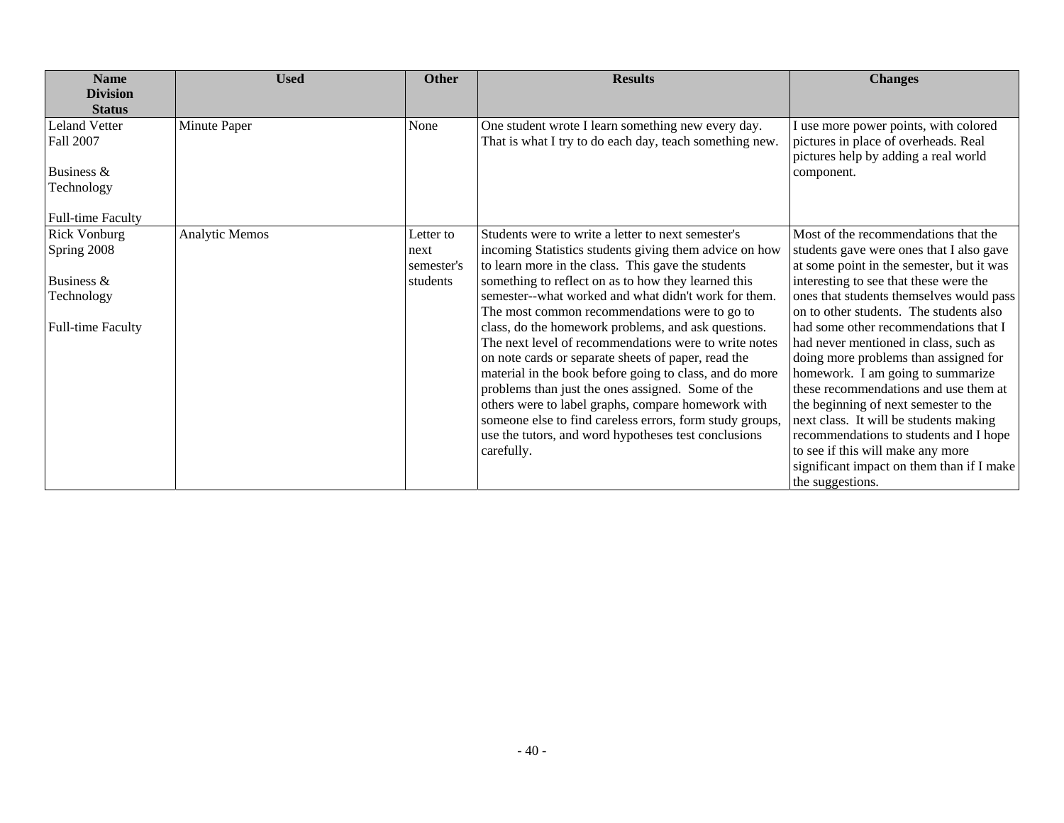| Name<br>Division<br>Status | Used | Other | Results | Changes |
|---|---|---|---|---|
| Leland Vetter<br>Fall 2007<br><br>Business & Technology<br><br>Full-time Faculty | Minute Paper | None | One student wrote I learn something new every day. That is what I try to do each day, teach something new. | I use more power points, with colored pictures in place of overheads. Real pictures help by adding a real world component. |
| Rick Vonburg<br>Spring 2008<br><br>Business & Technology<br><br>Full-time Faculty | Analytic Memos | Letter to next semester's students | Students were to write a letter to next semester's incoming Statistics students giving them advice on how to learn more in the class. This gave the students something to reflect on as to how they learned this semester--what worked and what didn't work for them. The most common recommendations were to go to class, do the homework problems, and ask questions. The next level of recommendations were to write notes on note cards or separate sheets of paper, read the material in the book before going to class, and do more problems than just the ones assigned. Some of the others were to label graphs, compare homework with someone else to find careless errors, form study groups, use the tutors, and word hypotheses test conclusions carefully. | Most of the recommendations that the students gave were ones that I also gave at some point in the semester, but it was interesting to see that these were the ones that students themselves would pass on to other students. The students also had some other recommendations that I had never mentioned in class, such as doing more problems than assigned for homework. I am going to summarize these recommendations and use them at the beginning of next semester to the next class. It will be students making recommendations to students and I hope to see if this will make any more significant impact on them than if I make the suggestions. |